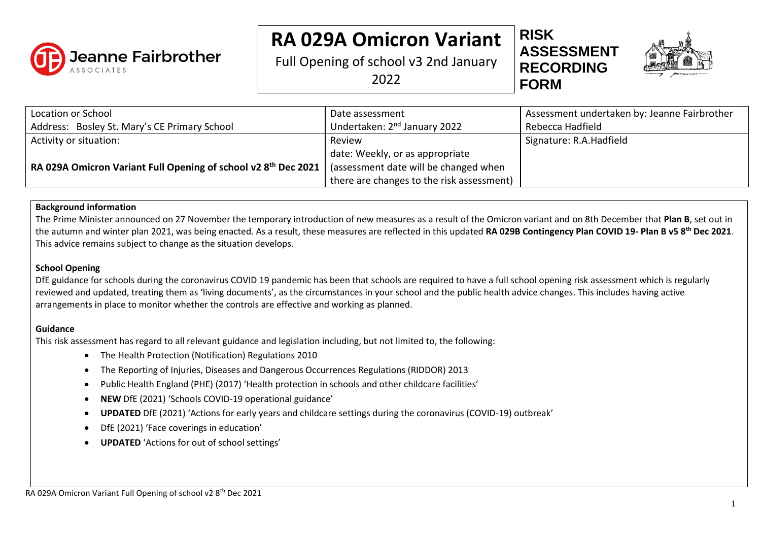# RA 029A Omicron Variant

Full Opening of school v3 2nd January 2022

**RISK ASSESSMENT RECORDING FORM**

| Location or School<br>Address: Bosley St. Mary's CE Primary School | Date assessment<br>Undertaken: 2nd January 2022 | Assessment undertaken by: Jeanne Fairbrother<br>Rebecca Hadfield |
|---|---|---|
| Activity or situation:<br><br>**RA 029A Omicron Variant Full Opening of school v2 8th Dec 2021** | Review<br>date: Weekly, or as appropriate<br>(assessment date will be changed when there are changes to the risk assessment) | Signature: R.A.Hadfield |

**Background information**

The Prime Minister announced on 27 November the temporary introduction of new measures as a result of the Omicron variant and on 8th December that **Plan B**, set out in the autumn and winter plan 2021, was being enacted. As a result, these measures are reflected in this updated **RA 029B Contingency Plan COVID 19- Plan B v5 8th Dec 2021**. This advice remains subject to change as the situation develops.

**School Opening**

DfE guidance for schools during the coronavirus COVID 19 pandemic has been that schools are required to have a full school opening risk assessment which is regularly reviewed and updated, treating them as 'living documents', as the circumstances in your school and the public health advice changes. This includes having active arrangements in place to monitor whether the controls are effective and working as planned.

**Guidance**

This risk assessment has regard to all relevant guidance and legislation including, but not limited to, the following:

- The Health Protection (Notification) Regulations 2010
- The Reporting of Injuries, Diseases and Dangerous Occurrences Regulations (RIDDOR) 2013
- Public Health England (PHE) (2017) 'Health protection in schools and other childcare facilities'
- **NEW** DfE (2021) 'Schools COVID-19 operational guidance'
- **UPDATED** DfE (2021) 'Actions for early years and childcare settings during the coronavirus (COVID-19) outbreak'
- DfE (2021) 'Face coverings in education'
- **UPDATED** 'Actions for out of school settings'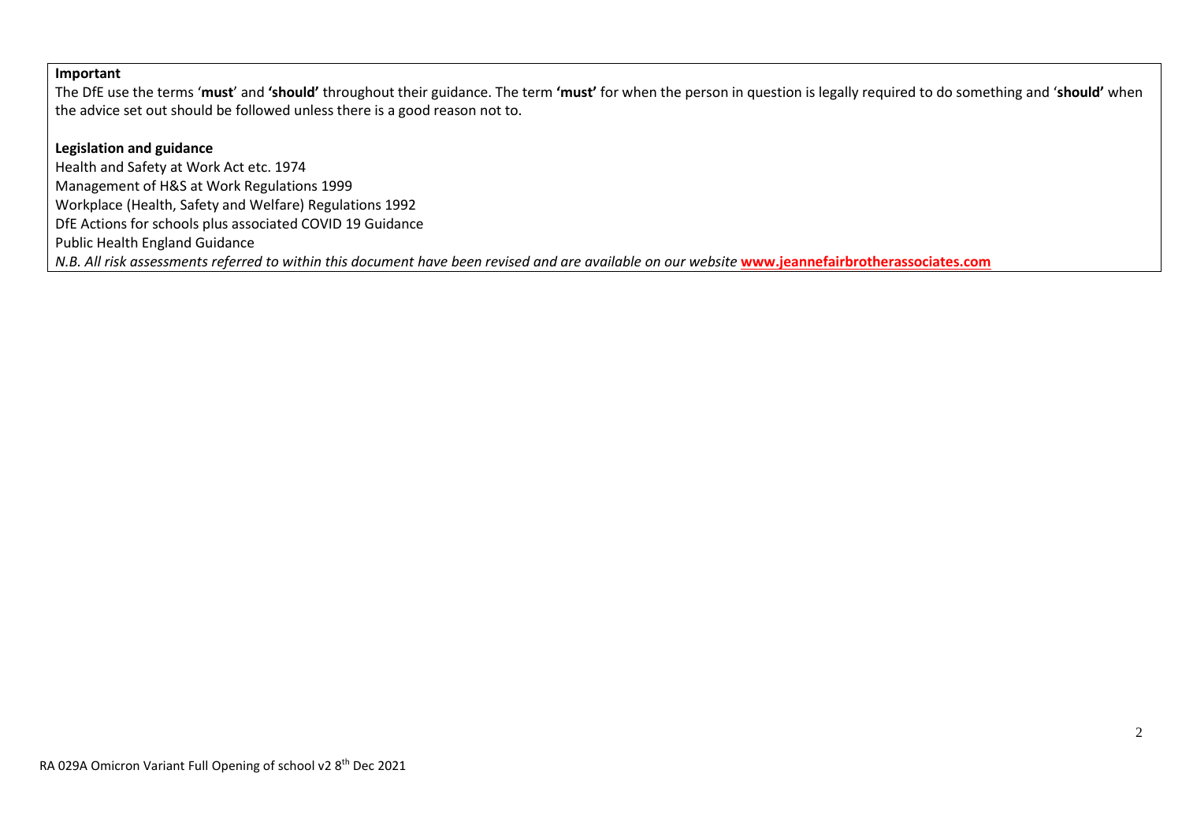**Important**

The DfE use the terms '**must**' and **'should'** throughout their guidance. The term **'must'** for when the person in question is legally required to do something and '**should'** when the advice set out should be followed unless there is a good reason not to.

**Legislation and guidance**

Health and Safety at Work Act etc. 1974
Management of H&S at Work Regulations 1999
Workplace (Health, Safety and Welfare) Regulations 1992
DfE Actions for schools plus associated COVID 19 Guidance
Public Health England Guidance
*N.B. All risk assessments referred to within this document have been revised and are available on our website* **www.jeannefairbrotherassociates.com**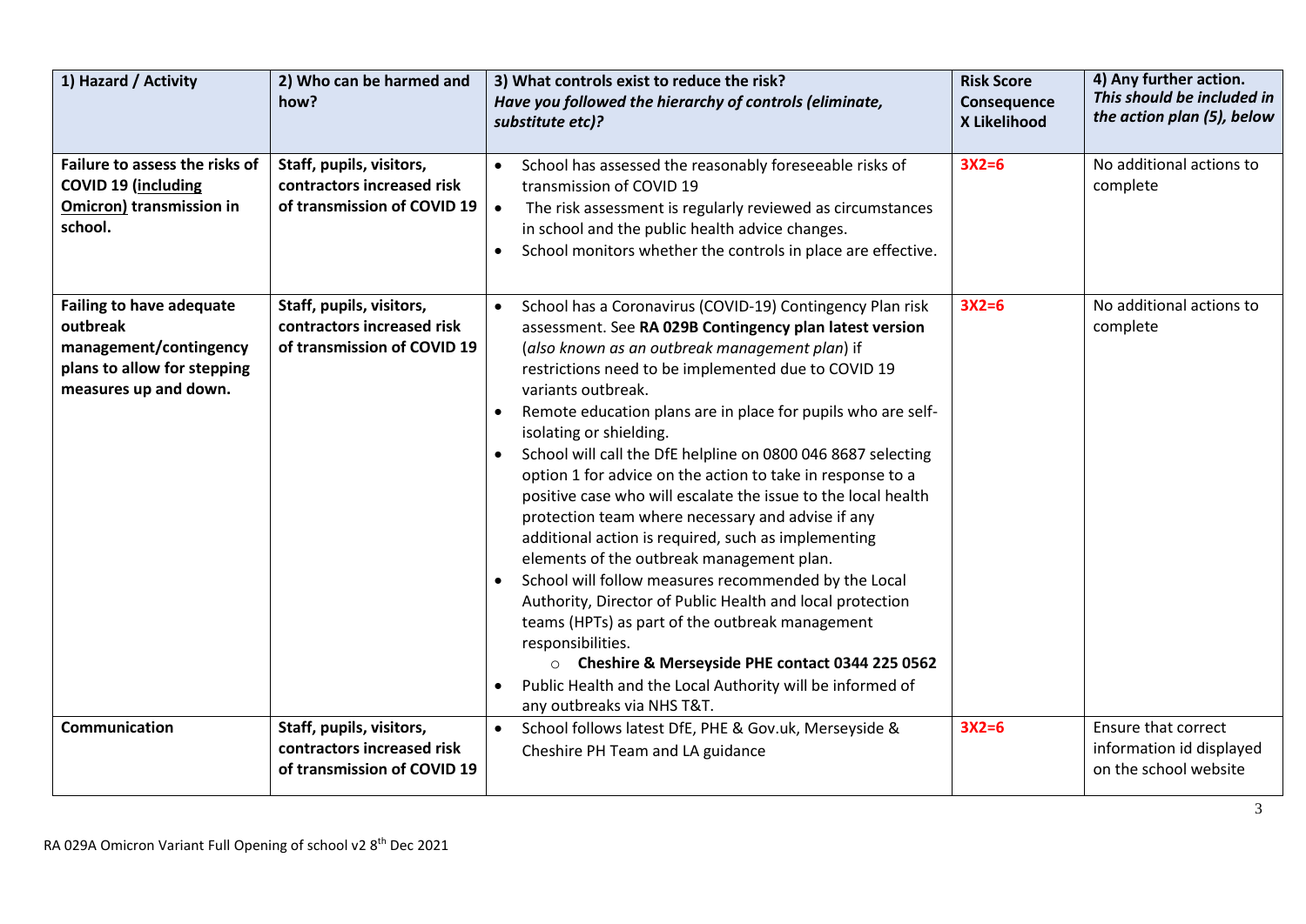| 1) Hazard / Activity | 2) Who can be harmed and how? | 3) What controls exist to reduce the risk? *Have you followed the hierarchy of controls (eliminate, substitute etc)?* | Risk Score Consequence X Likelihood | 4) Any further action. *This should be included in the action plan (5), below* |
|---|---|---|---|---|
| **Failure to assess the risks of COVID 19 (including Omicron) transmission in school.** | **Staff, pupils, visitors, contractors increased risk of transmission of COVID 19** | • School has assessed the reasonably foreseeable risks of transmission of COVID 19<br>• The risk assessment is regularly reviewed as circumstances in school and the public health advice changes.<br>• School monitors whether the controls in place are effective. | 3X2=6 | No additional actions to complete |
| **Failing to have adequate outbreak management/contingency plans to allow for stepping measures up and down.** | **Staff, pupils, visitors, contractors increased risk of transmission of COVID 19** | • School has a Coronavirus (COVID-19) Contingency Plan risk assessment. See **RA 029B Contingency plan latest version** (*also known as an outbreak management plan*) if restrictions need to be implemented due to COVID 19 variants outbreak.<br>• Remote education plans are in place for pupils who are self-isolating or shielding.<br>• School will call the DfE helpline on 0800 046 8687 selecting option 1 for advice on the action to take in response to a positive case who will escalate the issue to the local health protection team where necessary and advise if any additional action is required, such as implementing elements of the outbreak management plan.<br>• School will follow measures recommended by the Local Authority, Director of Public Health and local protection teams (HPTs) as part of the outbreak management responsibilities.<br>&nbsp;&nbsp;&nbsp;&nbsp;○ **Cheshire & Merseyside PHE contact 0344 225 0562**<br>• Public Health and the Local Authority will be informed of any outbreaks via NHS T&T. | 3X2=6 | No additional actions to complete |
| **Communication** | **Staff, pupils, visitors, contractors increased risk of transmission of COVID 19** | • School follows latest DfE, PHE & Gov.uk, Merseyside & Cheshire PH Team and LA guidance | 3X2=6 | Ensure that correct information id displayed on the school website |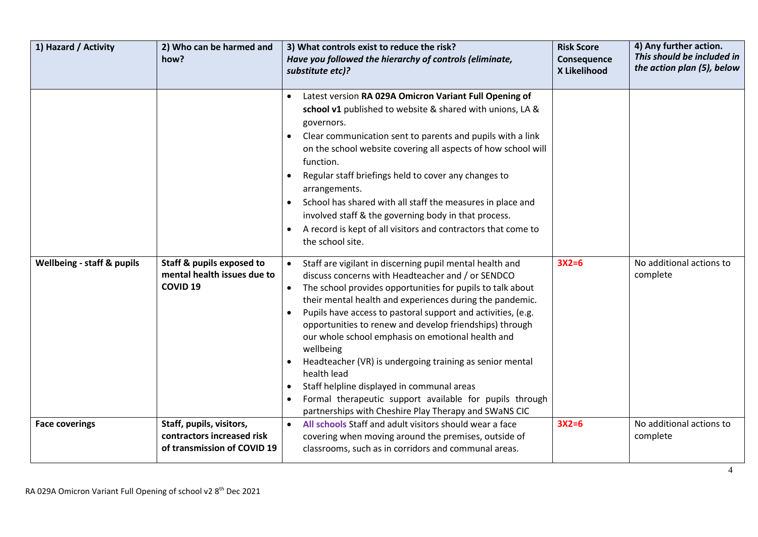| 1) Hazard / Activity | 2) Who can be harmed and how? | 3) What controls exist to reduce the risk? *Have you followed the hierarchy of controls (eliminate, substitute etc)?* | Risk Score Consequence X Likelihood | 4) Any further action. *This should be included in the action plan (5), below* |
|---|---|---|---|---|
| | | • Latest version **RA 029A Omicron Variant Full Opening of school v1** published to website & shared with unions, LA & governors.<br>• Clear communication sent to parents and pupils with a link on the school website covering all aspects of how school will function.<br>• Regular staff briefings held to cover any changes to arrangements.<br>• School has shared with all staff the measures in place and involved staff & the governing body in that process.<br>• A record is kept of all visitors and contractors that come to the school site. | | |
| **Wellbeing - staff & pupils** | **Staff & pupils exposed to mental health issues due to COVID 19** | • Staff are vigilant in discerning pupil mental health and discuss concerns with Headteacher and / or SENDCO<br>• The school provides opportunities for pupils to talk about their mental health and experiences during the pandemic.<br>• Pupils have access to pastoral support and activities, (e.g. opportunities to renew and develop friendships) through our whole school emphasis on emotional health and wellbeing<br>• Headteacher (VR) is undergoing training as senior mental health lead<br>• Staff helpline displayed in communal areas<br>• Formal therapeutic support available for pupils through partnerships with Cheshire Play Therapy and SWaNS CIC | **3X2=6** | No additional actions to complete |
| **Face coverings** | **Staff, pupils, visitors, contractors increased risk of transmission of COVID 19** | • **All schools** Staff and adult visitors should wear a face covering when moving around the premises, outside of classrooms, such as in corridors and communal areas. | **3X2=6** | No additional actions to complete |

RA 029A Omicron Variant Full Opening of school v2 8th Dec 2021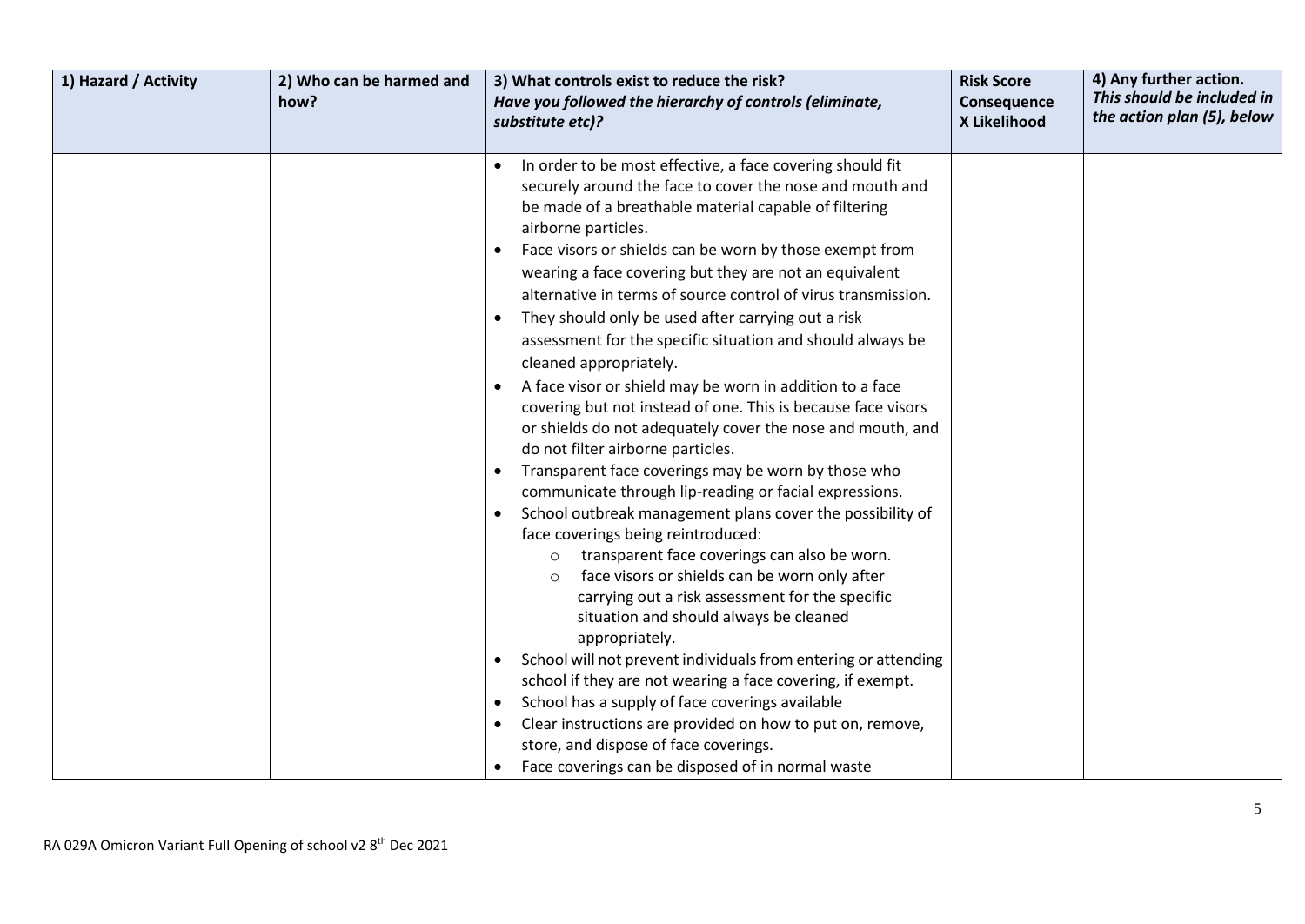| 1) Hazard / Activity | 2) Who can be harmed and how? | 3) What controls exist to reduce the risk? *Have you followed the hierarchy of controls (eliminate, substitute etc)?* | Risk Score Consequence X Likelihood | 4) Any further action. *This should be included in the action plan (5), below* |
|---|---|---|---|---|
| | | • In order to be most effective, a face covering should fit securely around the face to cover the nose and mouth and be made of a breathable material capable of filtering airborne particles.<br>• Face visors or shields can be worn by those exempt from wearing a face covering but they are not an equivalent alternative in terms of source control of virus transmission.<br>• They should only be used after carrying out a risk assessment for the specific situation and should always be cleaned appropriately.<br>• A face visor or shield may be worn in addition to a face covering but not instead of one. This is because face visors or shields do not adequately cover the nose and mouth, and do not filter airborne particles.<br>• Transparent face coverings may be worn by those who communicate through lip-reading or facial expressions.<br>• School outbreak management plans cover the possibility of face coverings being reintroduced:<br>  ○ transparent face coverings can also be worn.<br>  ○ face visors or shields can be worn only after carrying out a risk assessment for the specific situation and should always be cleaned appropriately.<br>• School will not prevent individuals from entering or attending school if they are not wearing a face covering, if exempt.<br>• School has a supply of face coverings available<br>• Clear instructions are provided on how to put on, remove, store, and dispose of face coverings.<br>• Face coverings can be disposed of in normal waste | | |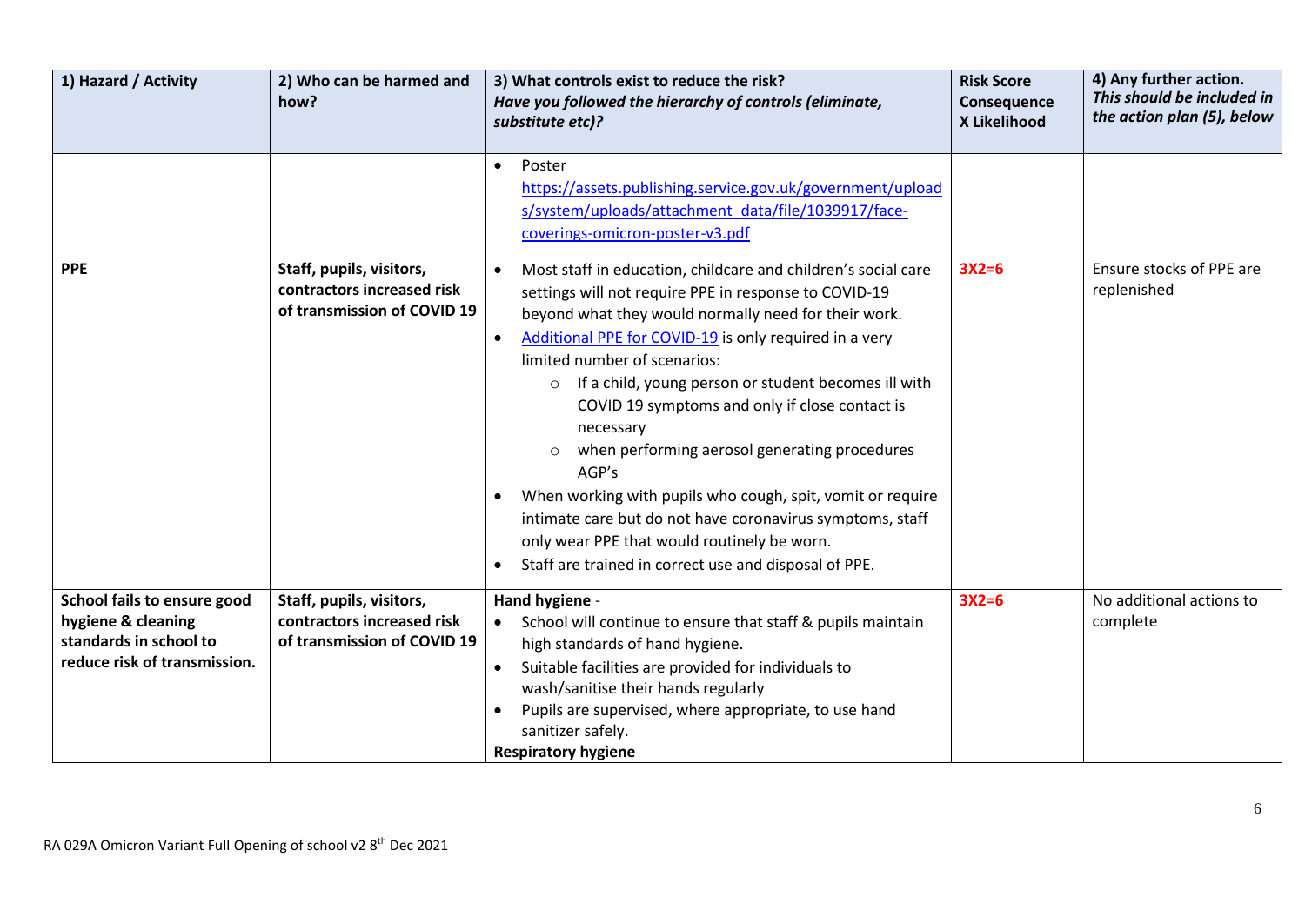| 1) Hazard / Activity | 2) Who can be harmed and how? | 3) What controls exist to reduce the risk? *Have you followed the hierarchy of controls (eliminate, substitute etc)?* | Risk Score Consequence X Likelihood | 4) Any further action. *This should be included in the action plan (5), below* |
|---|---|---|---|---|
| | | • Poster https://assets.publishing.service.gov.uk/government/uploads/system/uploads/attachment_data/file/1039917/face-coverings-omicron-poster-v3.pdf | | |
| **PPE** | **Staff, pupils, visitors, contractors increased risk of transmission of COVID 19** | • Most staff in education, childcare and children's social care settings will not require PPE in response to COVID-19 beyond what they would normally need for their work.<br>• Additional PPE for COVID-19 is only required in a very limited number of scenarios:<br>  ○ If a child, young person or student becomes ill with COVID 19 symptoms and only if close contact is necessary<br>  ○ when performing aerosol generating procedures AGP's<br>• When working with pupils who cough, spit, vomit or require intimate care but do not have coronavirus symptoms, staff only wear PPE that would routinely be worn.<br>• Staff are trained in correct use and disposal of PPE. | 3X2=6 | Ensure stocks of PPE are replenished |
| **School fails to ensure good hygiene & cleaning standards in school to reduce risk of transmission.** | **Staff, pupils, visitors, contractors increased risk of transmission of COVID 19** | **Hand hygiene** -<br>• School will continue to ensure that staff & pupils maintain high standards of hand hygiene.<br>• Suitable facilities are provided for individuals to wash/sanitise their hands regularly<br>• Pupils are supervised, where appropriate, to use hand sanitizer safely.<br>**Respiratory hygiene** | 3X2=6 | No additional actions to complete |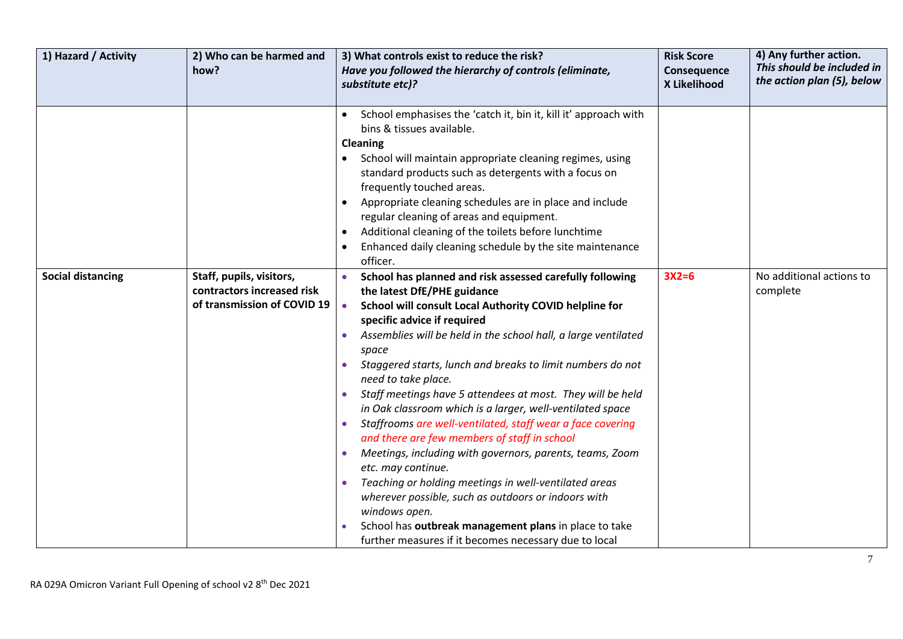| 1) Hazard / Activity | 2) Who can be harmed and how? | 3) What controls exist to reduce the risk? *Have you followed the hierarchy of controls (eliminate, substitute etc)?* | Risk Score Consequence X Likelihood | 4) Any further action. *This should be included in the action plan (5), below* |
|---|---|---|---|---|
| | | • School emphasises the 'catch it, bin it, kill it' approach with bins & tissues available.<br>**Cleaning**<br>• School will maintain appropriate cleaning regimes, using standard products such as detergents with a focus on frequently touched areas.<br>• Appropriate cleaning schedules are in place and include regular cleaning of areas and equipment.<br>• Additional cleaning of the toilets before lunchtime<br>• Enhanced daily cleaning schedule by the site maintenance officer. | | |
| **Social distancing** | **Staff, pupils, visitors, contractors increased risk of transmission of COVID 19** | • **School has planned and risk assessed carefully following the latest DfE/PHE guidance**<br>• **School will consult Local Authority COVID helpline for specific advice if required**<br>• *Assemblies will be held in the school hall, a large ventilated space*<br>• *Staggered starts, lunch and breaks to limit numbers do not need to take place.*<br>• *Staff meetings have 5 attendees at most. They will be held in Oak classroom which is a larger, well-ventilated space*<br>• *Staffrooms are well-ventilated, staff wear a face covering and there are few members of staff in school*<br>• *Meetings, including with governors, parents, teams, Zoom etc. may continue.*<br>• *Teaching or holding meetings in well-ventilated areas wherever possible, such as outdoors or indoors with windows open.*<br>• School has **outbreak management plans** in place to take further measures if it becomes necessary due to local | 3X2=6 | No additional actions to complete |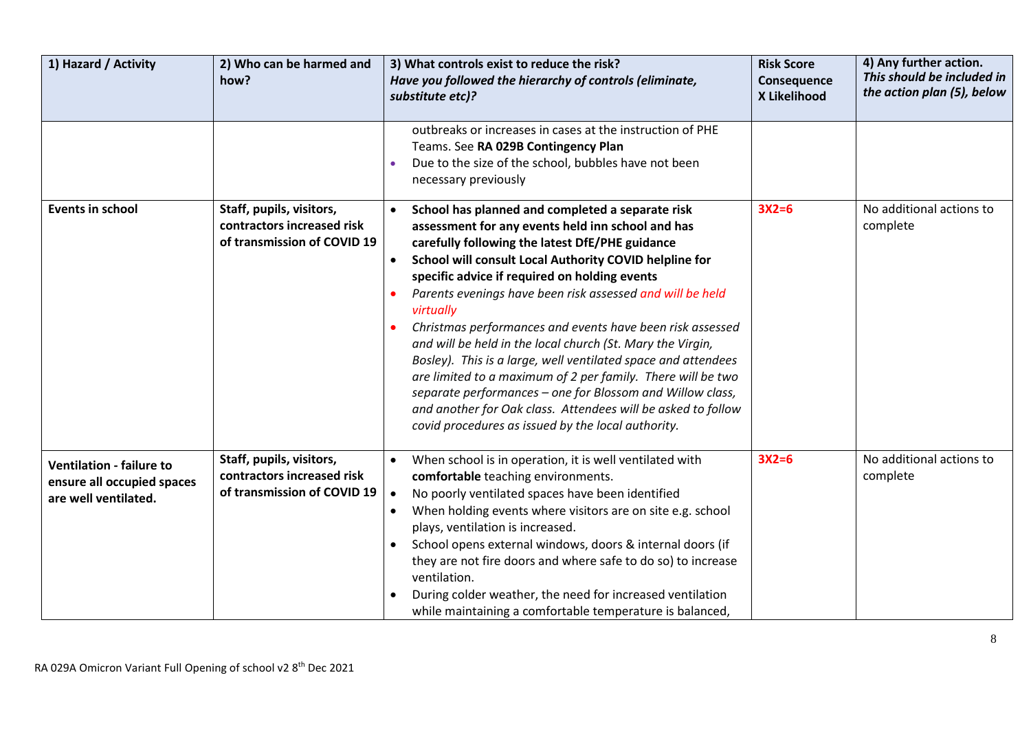| 1) Hazard / Activity | 2) Who can be harmed and how? | 3) What controls exist to reduce the risk? *Have you followed the hierarchy of controls (eliminate, substitute etc)?* | Risk Score Consequence X Likelihood | 4) Any further action. *This should be included in the action plan (5), below* |
|---|---|---|---|---|
| | | outbreaks or increases in cases at the instruction of PHE Teams. See **RA 029B Contingency Plan**<br>• Due to the size of the school, bubbles have not been necessary previously | | |
| **Events in school** | **Staff, pupils, visitors, contractors increased risk of transmission of COVID 19** | • **School has planned and completed a separate risk assessment for any events held inn school and has carefully following the latest DfE/PHE guidance**<br>• **School will consult Local Authority COVID helpline for specific advice if required on holding events**<br>• *Parents evenings have been risk assessed and will be held virtually*<br>• *Christmas performances and events have been risk assessed and will be held in the local church (St. Mary the Virgin, Bosley). This is a large, well ventilated space and attendees are limited to a maximum of 2 per family. There will be two separate performances – one for Blossom and Willow class, and another for Oak class. Attendees will be asked to follow covid procedures as issued by the local authority.* | 3X2=6 | No additional actions to complete |
| **Ventilation - failure to ensure all occupied spaces are well ventilated.** | **Staff, pupils, visitors, contractors increased risk of transmission of COVID 19** | • When school is in operation, it is well ventilated with **comfortable** teaching environments.<br>• No poorly ventilated spaces have been identified<br>• When holding events where visitors are on site e.g. school plays, ventilation is increased.<br>• School opens external windows, doors & internal doors (if they are not fire doors and where safe to do so) to increase ventilation.<br>• During colder weather, the need for increased ventilation while maintaining a comfortable temperature is balanced, | 3X2=6 | No additional actions to complete |

RA 029A Omicron Variant Full Opening of school v2 8th Dec 2021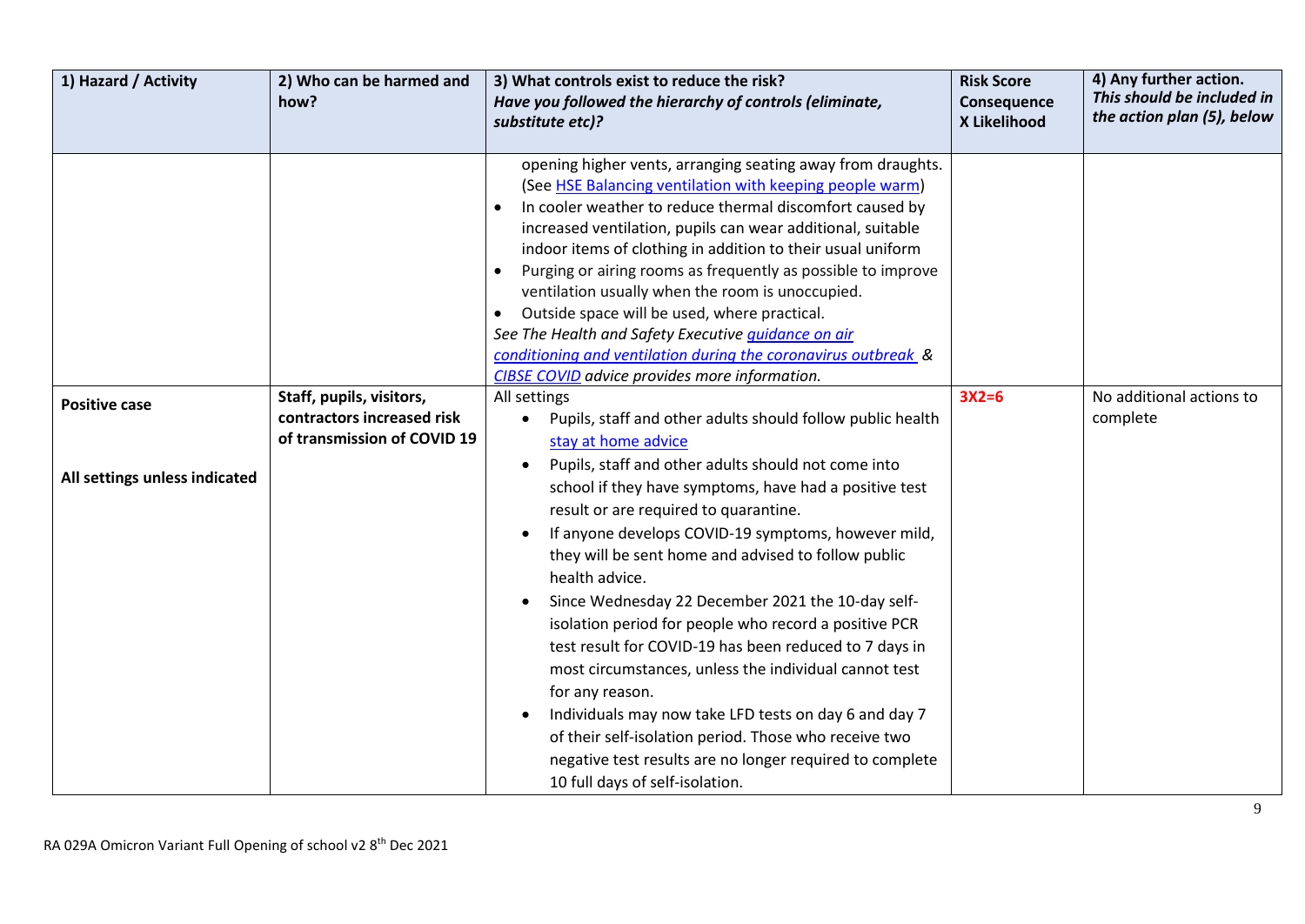| 1) Hazard / Activity | 2) Who can be harmed and how? | 3) What controls exist to reduce the risk? *Have you followed the hierarchy of controls (eliminate, substitute etc)?* | Risk Score Consequence X Likelihood | 4) Any further action. *This should be included in the action plan (5), below* |
|---|---|---|---|---|
| | | opening higher vents, arranging seating away from draughts. (See HSE Balancing ventilation with keeping people warm)<br>• In cooler weather to reduce thermal discomfort caused by increased ventilation, pupils can wear additional, suitable indoor items of clothing in addition to their usual uniform<br>• Purging or airing rooms as frequently as possible to improve ventilation usually when the room is unoccupied.<br>• Outside space will be used, where practical.<br>*See The Health and Safety Executive guidance on air conditioning and ventilation during the coronavirus outbreak & CIBSE COVID advice provides more information.* | | |
| **Positive case**<br><br>**All settings unless indicated** | **Staff, pupils, visitors, contractors increased risk of transmission of COVID 19** | All settings<br>• Pupils, staff and other adults should follow public health stay at home advice<br>• Pupils, staff and other adults should not come into school if they have symptoms, have had a positive test result or are required to quarantine.<br>• If anyone develops COVID-19 symptoms, however mild, they will be sent home and advised to follow public health advice.<br>• Since Wednesday 22 December 2021 the 10-day self-isolation period for people who record a positive PCR test result for COVID-19 has been reduced to 7 days in most circumstances, unless the individual cannot test for any reason.<br>• Individuals may now take LFD tests on day 6 and day 7 of their self-isolation period. Those who receive two negative test results are no longer required to complete 10 full days of self-isolation. | 3X2=6 | No additional actions to complete |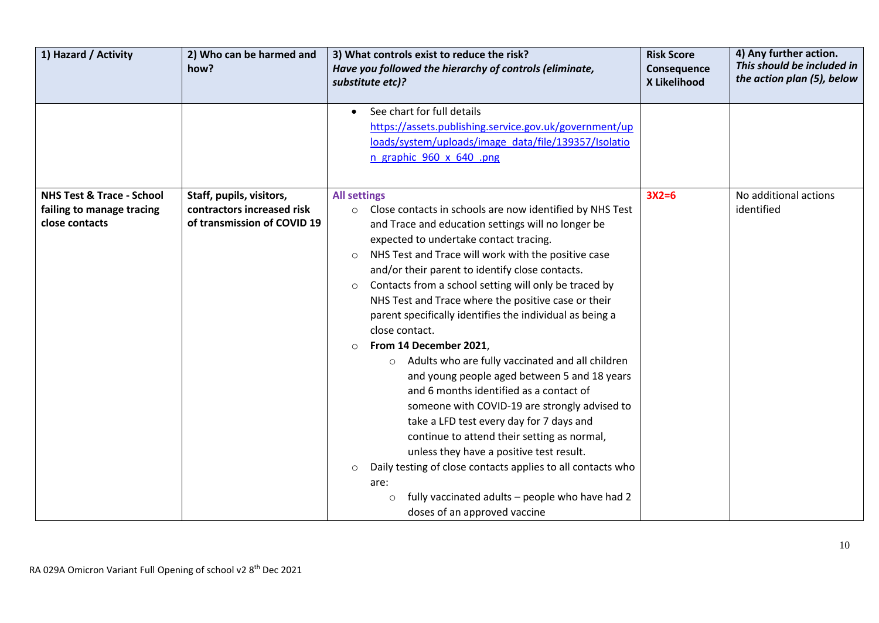| 1) Hazard / Activity | 2) Who can be harmed and how? | 3) What controls exist to reduce the risk? *Have you followed the hierarchy of controls (eliminate, substitute etc)?* | Risk Score Consequence X Likelihood | 4) Any further action. *This should be included in the action plan (5), below* |
|---|---|---|---|---|
| | | • See chart for full details [https://assets.publishing.service.gov.uk/government/uploads/system/uploads/image_data/file/139357/Isolation_graphic_960_x_640_.png](https://assets.publishing.service.gov.uk/government/uploads/system/uploads/image_data/file/139357/Isolation_graphic_960_x_640_.png) | | |
| **NHS Test & Trace - School failing to manage tracing close contacts** | **Staff, pupils, visitors, contractors increased risk of transmission of COVID 19** | **All settings**<br>○ Close contacts in schools are now identified by NHS Test and Trace and education settings will no longer be expected to undertake contact tracing.<br>○ NHS Test and Trace will work with the positive case and/or their parent to identify close contacts.<br>○ Contacts from a school setting will only be traced by NHS Test and Trace where the positive case or their parent specifically identifies the individual as being a close contact.<br>○ **From 14 December 2021**,<br>&nbsp;&nbsp;&nbsp;&nbsp;○ Adults who are fully vaccinated and all children and young people aged between 5 and 18 years and 6 months identified as a contact of someone with COVID-19 are strongly advised to take a LFD test every day for 7 days and continue to attend their setting as normal, unless they have a positive test result.<br>○ Daily testing of close contacts applies to all contacts who are:<br>&nbsp;&nbsp;&nbsp;&nbsp;○ fully vaccinated adults – people who have had 2 doses of an approved vaccine | 3X2=6 | No additional actions identified |

RA 029A Omicron Variant Full Opening of school v2 8th Dec 2021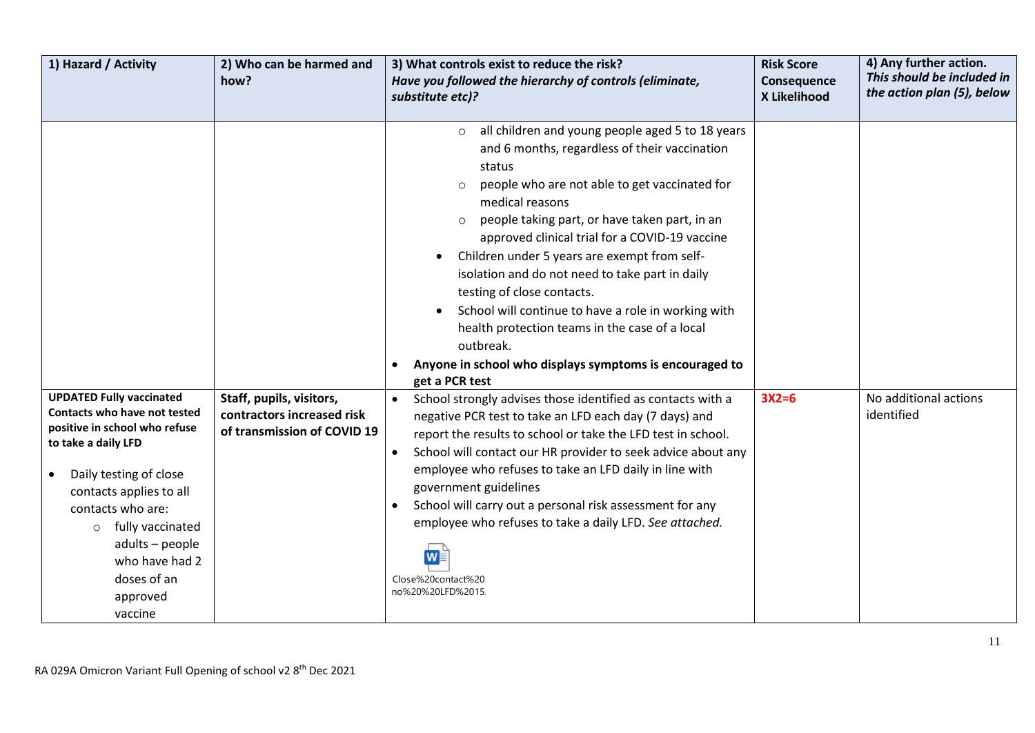| 1) Hazard / Activity | 2) Who can be harmed and how? | 3) What controls exist to reduce the risk? *Have you followed the hierarchy of controls (eliminate, substitute etc)?* | Risk Score Consequence X Likelihood | 4) Any further action. *This should be included in the action plan (5), below* |
|---|---|---|---|---|
| | | ◦ all children and young people aged 5 to 18 years and 6 months, regardless of their vaccination status<br>◦ people who are not able to get vaccinated for medical reasons<br>◦ people taking part, or have taken part, in an approved clinical trial for a COVID-19 vaccine<br>• Children under 5 years are exempt from self-isolation and do not need to take part in daily testing of close contacts.<br>• School will continue to have a role in working with health protection teams in the case of a local outbreak.<br>• **Anyone in school who displays symptoms is encouraged to get a PCR test** | | |
| **UPDATED Fully vaccinated Contacts who have not tested positive in school who refuse to take a daily LFD**<br><br>• Daily testing of close contacts applies to all contacts who are:<br>◦ fully vaccinated adults – people who have had 2 doses of an approved vaccine | **Staff, pupils, visitors, contractors increased risk of transmission of COVID 19** | • School strongly advises those identified as contacts with a negative PCR test to take an LFD each day (7 days) and report the results to school or take the LFD test in school.<br>• School will contact our HR provider to seek advice about any employee who refuses to take an LFD daily in line with government guidelines<br>• School will carry out a personal risk assessment for any employee who refuses to take a daily LFD. *See attached.*<br><br>Close%20contact%20no%20%20LFD%2015. | 3X2=6 | No additional actions identified |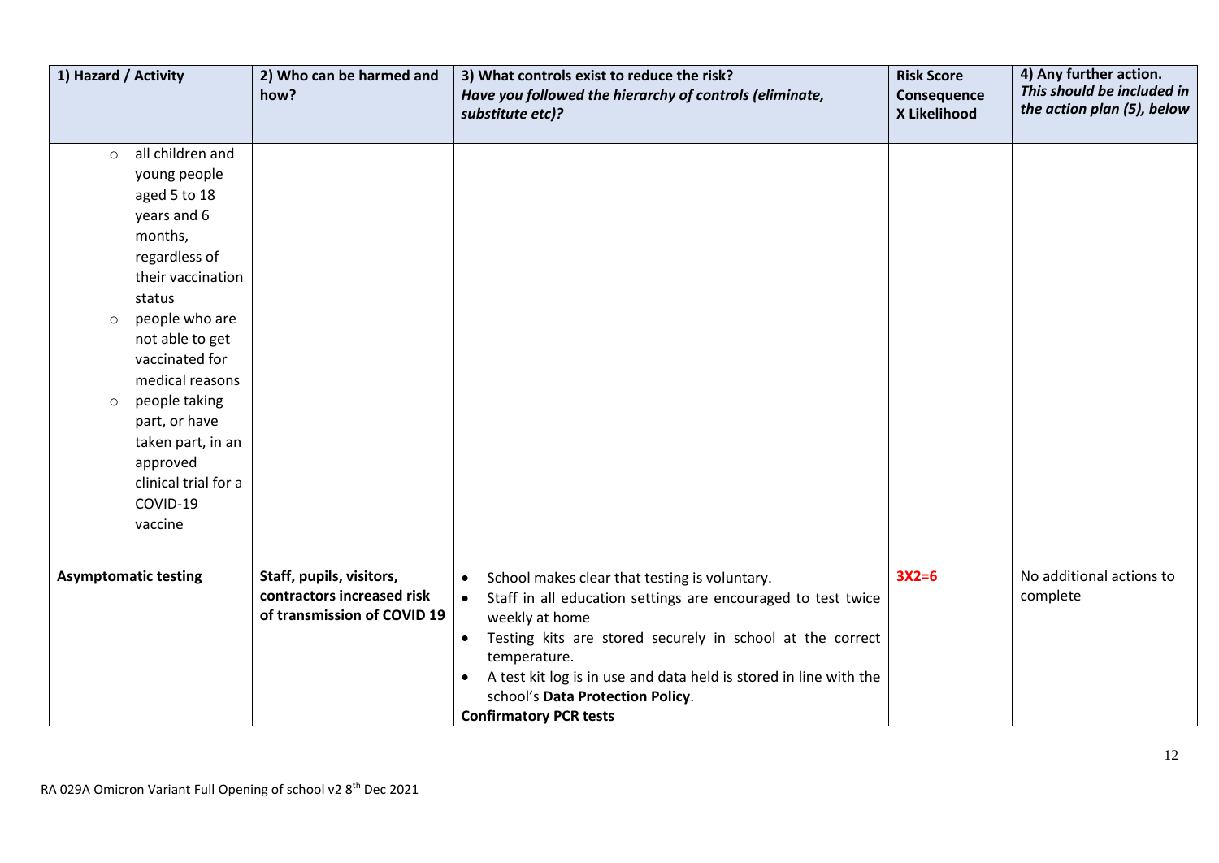| 1) Hazard / Activity | 2) Who can be harmed and how? | 3) What controls exist to reduce the risk? *Have you followed the hierarchy of controls (eliminate, substitute etc)?* | Risk Score Consequence X Likelihood | 4) Any further action. *This should be included in the action plan (5), below* |
|---|---|---|---|---|
| <ul><li>all children and young people aged 5 to 18 years and 6 months, regardless of their vaccination status</li><li>people who are not able to get vaccinated for medical reasons</li><li>people taking part, or have taken part, in an approved clinical trial for a COVID-19 vaccine</li></ul> | | | | |
| **Asymptomatic testing** | **Staff, pupils, visitors, contractors increased risk of transmission of COVID 19** | <ul><li>School makes clear that testing is voluntary.</li><li>Staff in all education settings are encouraged to test twice weekly at home</li><li>Testing kits are stored securely in school at the correct temperature.</li><li>A test kit log is in use and data held is stored in line with the school's **Data Protection Policy**.</li></ul>**Confirmatory PCR tests** | 3X2=6 | No additional actions to complete |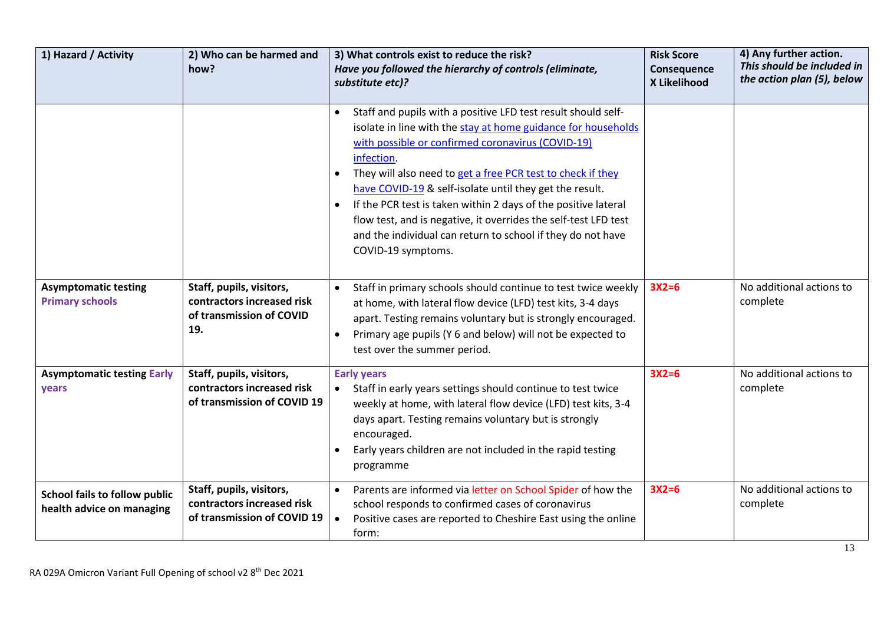| 1) Hazard / Activity | 2) Who can be harmed and how? | 3) What controls exist to reduce the risk? *Have you followed the hierarchy of controls (eliminate, substitute etc)?* | Risk Score Consequence X Likelihood | 4) Any further action. *This should be included in the action plan (5), below* |
|---|---|---|---|---|
| | | • Staff and pupils with a positive LFD test result should self-isolate in line with the stay at home guidance for households with possible or confirmed coronavirus (COVID-19) infection.<br>• They will also need to get a free PCR test to check if they have COVID-19 & self-isolate until they get the result.<br>• If the PCR test is taken within 2 days of the positive lateral flow test, and is negative, it overrides the self-test LFD test and the individual can return to school if they do not have COVID-19 symptoms. | | |
| **Asymptomatic testing Primary schools** | **Staff, pupils, visitors, contractors increased risk of transmission of COVID 19.** | • Staff in primary schools should continue to test twice weekly at home, with lateral flow device (LFD) test kits, 3-4 days apart. Testing remains voluntary but is strongly encouraged.<br>• Primary age pupils (Y 6 and below) will not be expected to test over the summer period. | **3X2=6** | No additional actions to complete |
| **Asymptomatic testing Early years** | **Staff, pupils, visitors, contractors increased risk of transmission of COVID 19** | **Early years**<br>• Staff in early years settings should continue to test twice weekly at home, with lateral flow device (LFD) test kits, 3-4 days apart. Testing remains voluntary but is strongly encouraged.<br>• Early years children are not included in the rapid testing programme | **3X2=6** | No additional actions to complete |
| **School fails to follow public health advice on managing** | **Staff, pupils, visitors, contractors increased risk of transmission of COVID 19** | • Parents are informed via letter on School Spider of how the school responds to confirmed cases of coronavirus<br>• Positive cases are reported to Cheshire East using the online form: | **3X2=6** | No additional actions to complete |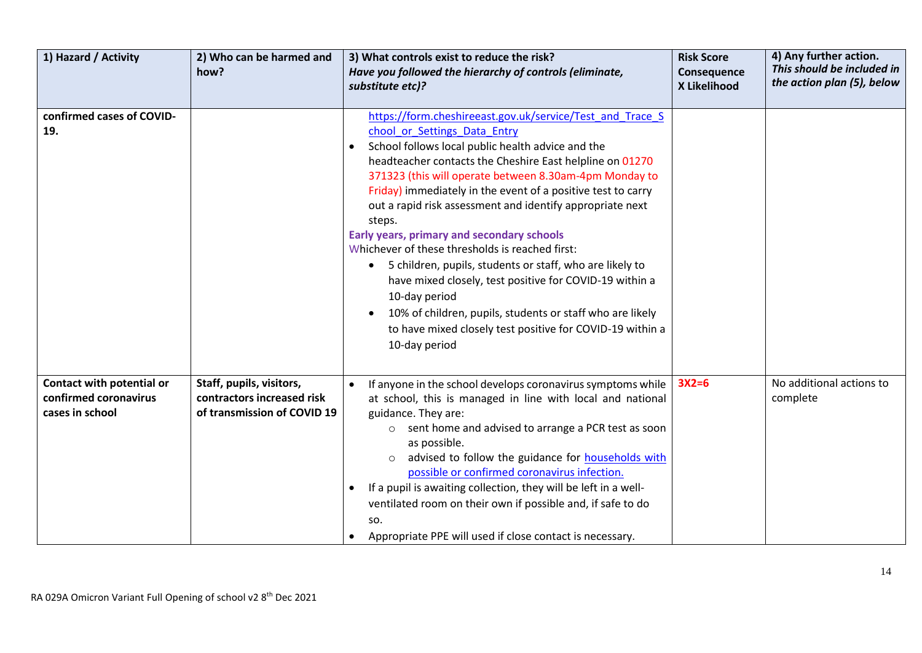| 1) Hazard / Activity | 2) Who can be harmed and how? | 3) What controls exist to reduce the risk? *Have you followed the hierarchy of controls (eliminate, substitute etc)?* | Risk Score Consequence X Likelihood | 4) Any further action. *This should be included in the action plan (5), below* |
|---|---|---|---|---|
| **confirmed cases of COVID-19.** | | https://form.cheshireeast.gov.uk/service/Test_and_Trace_School_or_Settings_Data_Entry<br>• School follows local public health advice and the headteacher contacts the Cheshire East helpline on 01270 371323 (this will operate between 8.30am-4pm Monday to Friday) immediately in the event of a positive test to carry out a rapid risk assessment and identify appropriate next steps.<br>**Early years, primary and secondary schools**<br>Whichever of these thresholds is reached first:<br>• 5 children, pupils, students or staff, who are likely to have mixed closely, test positive for COVID-19 within a 10-day period<br>• 10% of children, pupils, students or staff who are likely to have mixed closely test positive for COVID-19 within a 10-day period | | |
| **Contact with potential or confirmed coronavirus cases in school** | **Staff, pupils, visitors, contractors increased risk of transmission of COVID 19** | • If anyone in the school develops coronavirus symptoms while at school, this is managed in line with local and national guidance. They are:<br>  ○ sent home and advised to arrange a PCR test as soon as possible.<br>  ○ advised to follow the guidance for households with possible or confirmed coronavirus infection.<br>• If a pupil is awaiting collection, they will be left in a well-ventilated room on their own if possible and, if safe to do so.<br>• Appropriate PPE will used if close contact is necessary. | **3X2=6** | No additional actions to complete |

RA 029A Omicron Variant Full Opening of school v2 8th Dec 2021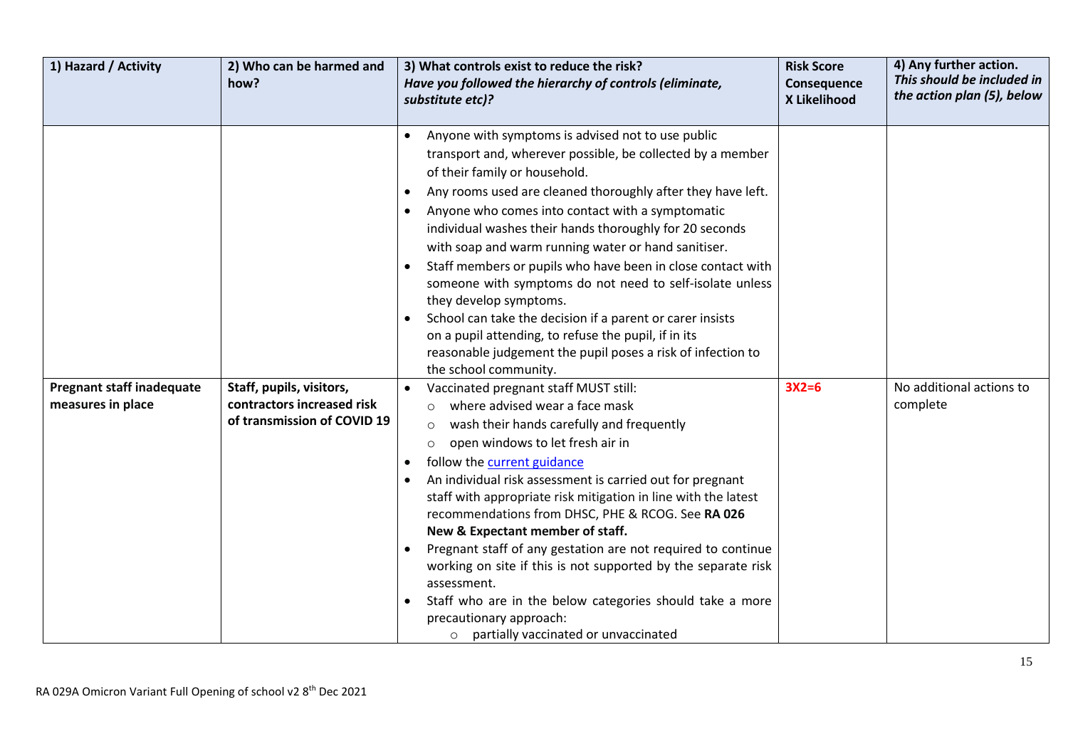| 1) Hazard / Activity | 2) Who can be harmed and how? | 3) What controls exist to reduce the risk? *Have you followed the hierarchy of controls (eliminate, substitute etc)?* | Risk Score Consequence X Likelihood | 4) Any further action. *This should be included in the action plan (5), below* |
|---|---|---|---|---|
| | | • Anyone with symptoms is advised not to use public transport and, wherever possible, be collected by a member of their family or household.<br>• Any rooms used are cleaned thoroughly after they have left.<br>• Anyone who comes into contact with a symptomatic individual washes their hands thoroughly for 20 seconds with soap and warm running water or hand sanitiser.<br>• Staff members or pupils who have been in close contact with someone with symptoms do not need to self-isolate unless they develop symptoms.<br>• School can take the decision if a parent or carer insists on a pupil attending, to refuse the pupil, if in its reasonable judgement the pupil poses a risk of infection to the school community. | | |
| **Pregnant staff inadequate measures in place** | **Staff, pupils, visitors, contractors increased risk of transmission of COVID 19** | • Vaccinated pregnant staff MUST still:<br>  ○ where advised wear a face mask<br>  ○ wash their hands carefully and frequently<br>  ○ open windows to let fresh air in<br>• follow the current guidance<br>• An individual risk assessment is carried out for pregnant staff with appropriate risk mitigation in line with the latest recommendations from DHSC, PHE & RCOG. See **RA 026 New & Expectant member of staff.**<br>• Pregnant staff of any gestation are not required to continue working on site if this is not supported by the separate risk assessment.<br>• Staff who are in the below categories should take a more precautionary approach:<br>  ○ partially vaccinated or unvaccinated | 3X2=6 | No additional actions to complete |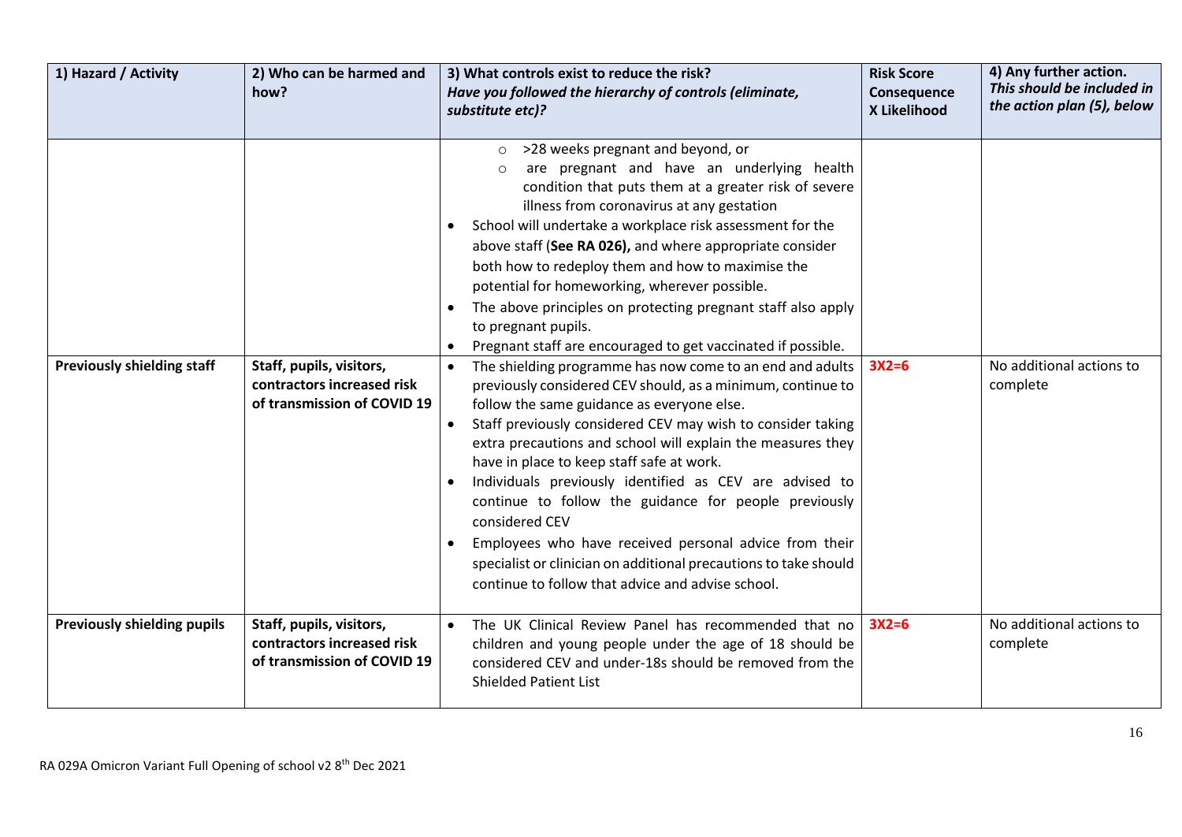| 1) Hazard / Activity | 2) Who can be harmed and how? | 3) What controls exist to reduce the risk? *Have you followed the hierarchy of controls (eliminate, substitute etc)?* | Risk Score Consequence X Likelihood | 4) Any further action. *This should be included in the action plan (5), below* |
|---|---|---|---|---|
| | | <ul><li>>28 weeks pregnant and beyond, or</li><li>are pregnant and have an underlying health condition that puts them at a greater risk of severe illness from coronavirus at any gestation</li></ul>• School will undertake a workplace risk assessment for the above staff (**See RA 026),** and where appropriate consider both how to redeploy them and how to maximise the potential for homeworking, wherever possible.<br>• The above principles on protecting pregnant staff also apply to pregnant pupils.<br>• Pregnant staff are encouraged to get vaccinated if possible. | | |
| **Previously shielding staff** | **Staff, pupils, visitors, contractors increased risk of transmission of COVID 19** | • The shielding programme has now come to an end and adults previously considered CEV should, as a minimum, continue to follow the same guidance as everyone else.<br>• Staff previously considered CEV may wish to consider taking extra precautions and school will explain the measures they have in place to keep staff safe at work.<br>• Individuals previously identified as CEV are advised to continue to follow the guidance for people previously considered CEV<br>• Employees who have received personal advice from their specialist or clinician on additional precautions to take should continue to follow that advice and advise school. | 3X2=6 | No additional actions to complete |
| **Previously shielding pupils** | **Staff, pupils, visitors, contractors increased risk of transmission of COVID 19** | • The UK Clinical Review Panel has recommended that no children and young people under the age of 18 should be considered CEV and under-18s should be removed from the Shielded Patient List | 3X2=6 | No additional actions to complete |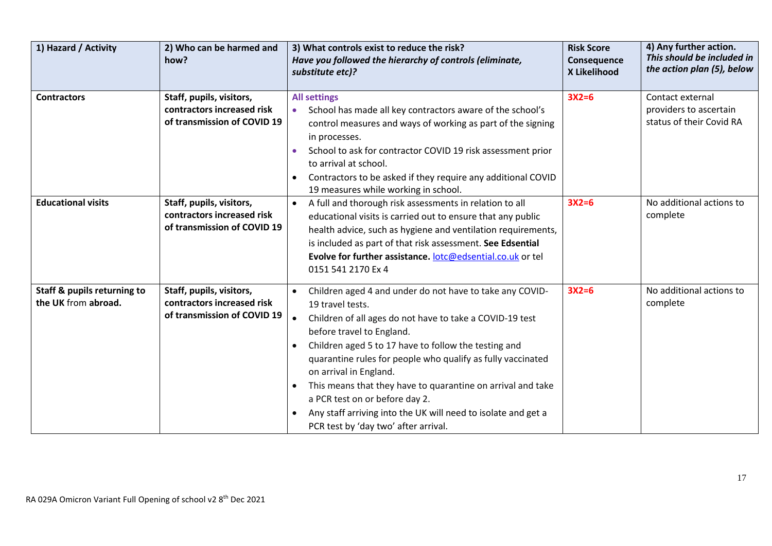| 1) Hazard / Activity | 2) Who can be harmed and how? | 3) What controls exist to reduce the risk? *Have you followed the hierarchy of controls (eliminate, substitute etc)?* | Risk Score Consequence X Likelihood | 4) Any further action. *This should be included in the action plan (5), below* |
|---|---|---|---|---|
| **Contractors** | **Staff, pupils, visitors, contractors increased risk of transmission of COVID 19** | **All settings**<br>• School has made all key contractors aware of the school's control measures and ways of working as part of the signing in processes.<br>• School to ask for contractor COVID 19 risk assessment prior to arrival at school.<br>• Contractors to be asked if they require any additional COVID 19 measures while working in school. | **3X2=6** | Contact external providers to ascertain status of their Covid RA |
| **Educational visits** | **Staff, pupils, visitors, contractors increased risk of transmission of COVID 19** | • A full and thorough risk assessments in relation to all educational visits is carried out to ensure that any public health advice, such as hygiene and ventilation requirements, is included as part of that risk assessment. **See Edsential Evolve for further assistance.** lotc@edsential.co.uk or tel 0151 541 2170 Ex 4 | **3X2=6** | No additional actions to complete |
| **Staff & pupils returning to the UK** from **abroad.** | **Staff, pupils, visitors, contractors increased risk of transmission of COVID 19** | • Children aged 4 and under do not have to take any COVID-19 travel tests.<br>• Children of all ages do not have to take a COVID-19 test before travel to England.<br>• Children aged 5 to 17 have to follow the testing and quarantine rules for people who qualify as fully vaccinated on arrival in England.<br>• This means that they have to quarantine on arrival and take a PCR test on or before day 2.<br>• Any staff arriving into the UK will need to isolate and get a PCR test by 'day two' after arrival. | **3X2=6** | No additional actions to complete |

RA 029A Omicron Variant Full Opening of school v2 8th Dec 2021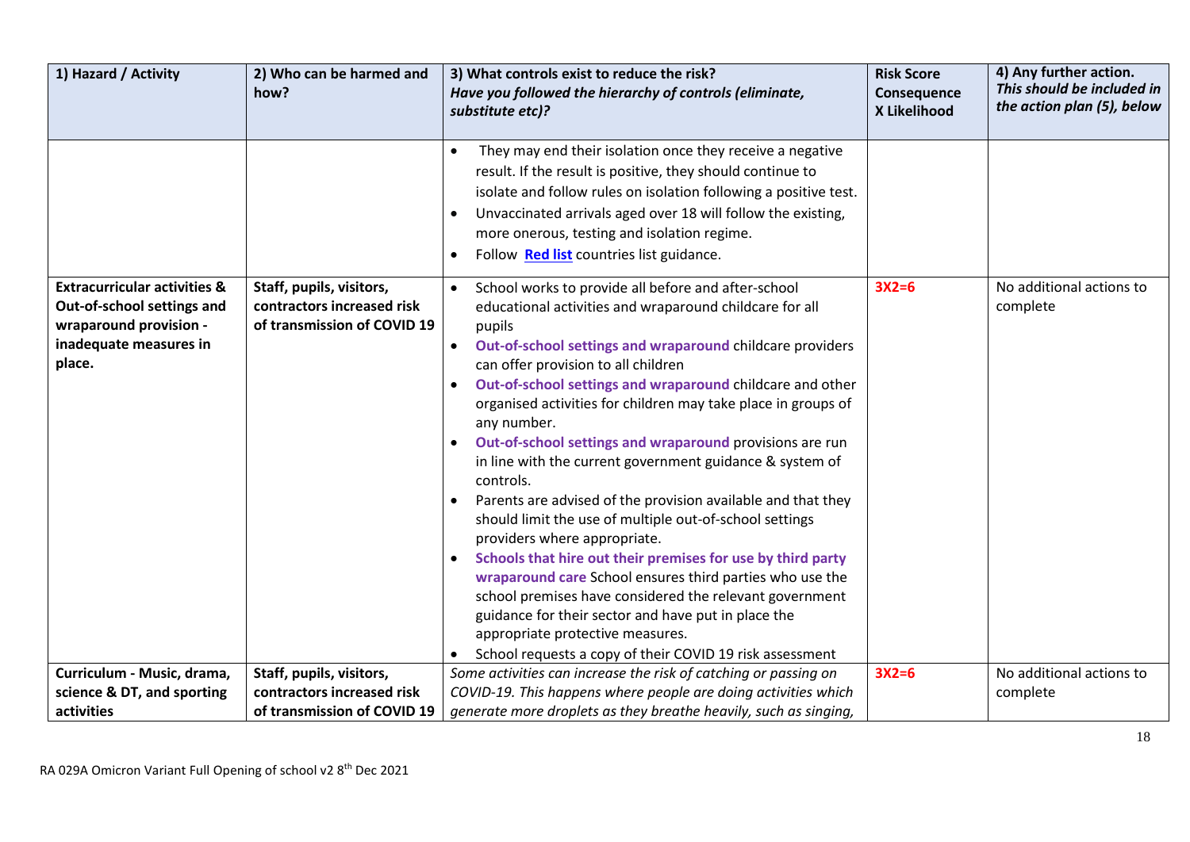| 1) Hazard / Activity | 2) Who can be harmed and how? | 3) What controls exist to reduce the risk? *Have you followed the hierarchy of controls (eliminate, substitute etc)?* | Risk Score Consequence X Likelihood | 4) Any further action. *This should be included in the action plan (5), below* |
|---|---|---|---|---|
| | | • They may end their isolation once they receive a negative result. If the result is positive, they should continue to isolate and follow rules on isolation following a positive test.<br>• Unvaccinated arrivals aged over 18 will follow the existing, more onerous, testing and isolation regime.<br>• Follow **Red list** countries list guidance. | | |
| **Extracurricular activities & Out-of-school settings and wraparound provision - inadequate measures in place.** | **Staff, pupils, visitors, contractors increased risk of transmission of COVID 19** | • School works to provide all before and after-school educational activities and wraparound childcare for all pupils<br>• **Out-of-school settings and wraparound** childcare providers can offer provision to all children<br>• **Out-of-school settings and wraparound** childcare and other organised activities for children may take place in groups of any number.<br>• **Out-of-school settings and wraparound** provisions are run in line with the current government guidance & system of controls.<br>• Parents are advised of the provision available and that they should limit the use of multiple out-of-school settings providers where appropriate.<br>• **Schools that hire out their premises for use by third party wraparound care** School ensures third parties who use the school premises have considered the relevant government guidance for their sector and have put in place the appropriate protective measures.<br>• School requests a copy of their COVID 19 risk assessment | **3X2=6** | No additional actions to complete |
| **Curriculum - Music, drama, science & DT, and sporting activities** | **Staff, pupils, visitors, contractors increased risk of transmission of COVID 19** | *Some activities can increase the risk of catching or passing on COVID-19. This happens where people are doing activities which generate more droplets as they breathe heavily, such as singing,* | **3X2=6** | No additional actions to complete |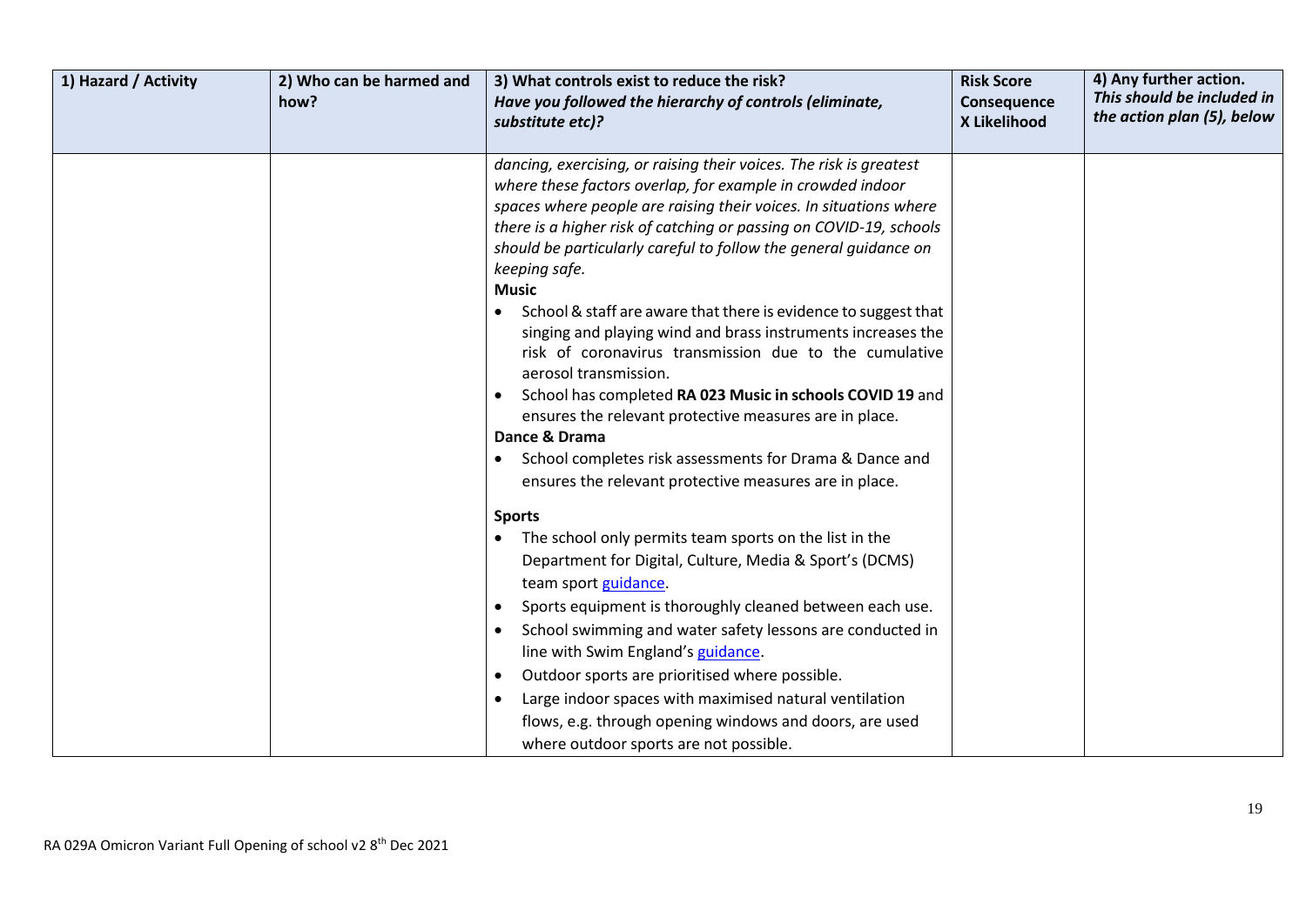| 1) Hazard / Activity | 2) Who can be harmed and how? | 3) What controls exist to reduce the risk? *Have you followed the hierarchy of controls (eliminate, substitute etc)?* | Risk Score Consequence X Likelihood | 4) Any further action. *This should be included in the action plan (5), below* |
|---|---|---|---|---|
| | | *dancing, exercising, or raising their voices. The risk is greatest where these factors overlap, for example in crowded indoor spaces where people are raising their voices. In situations where there is a higher risk of catching or passing on COVID-19, schools should be particularly careful to follow the general guidance on keeping safe.*<br>**Music**<br>• School & staff are aware that there is evidence to suggest that singing and playing wind and brass instruments increases the risk of coronavirus transmission due to the cumulative aerosol transmission.<br>• School has completed **RA 023 Music in schools COVID 19** and ensures the relevant protective measures are in place.<br>**Dance & Drama**<br>• School completes risk assessments for Drama & Dance and ensures the relevant protective measures are in place.<br>**Sports**<br>• The school only permits team sports on the list in the Department for Digital, Culture, Media & Sport's (DCMS) team sport guidance.<br>• Sports equipment is thoroughly cleaned between each use.<br>• School swimming and water safety lessons are conducted in line with Swim England's guidance.<br>• Outdoor sports are prioritised where possible.<br>• Large indoor spaces with maximised natural ventilation flows, e.g. through opening windows and doors, are used where outdoor sports are not possible. | | |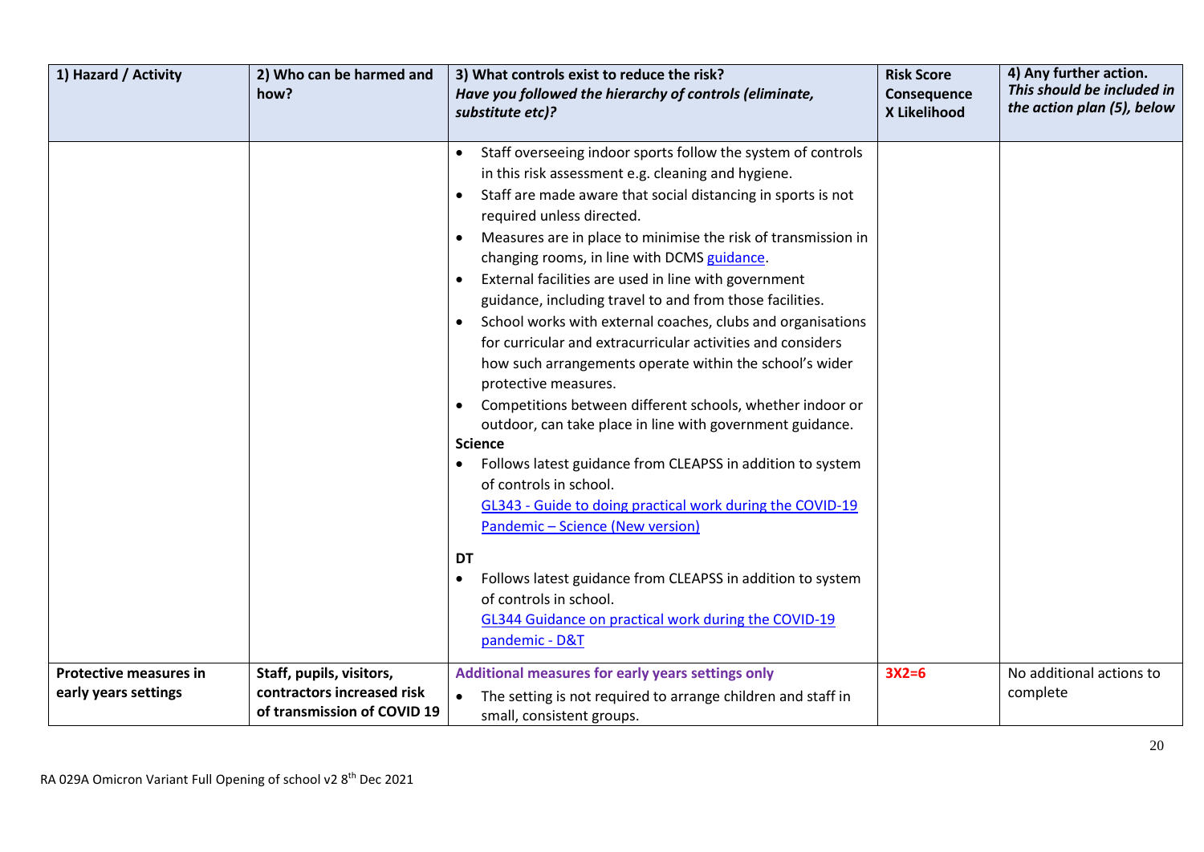| 1) Hazard / Activity | 2) Who can be harmed and how? | 3) What controls exist to reduce the risk? *Have you followed the hierarchy of controls (eliminate, substitute etc)?* | Risk Score Consequence X Likelihood | 4) Any further action. *This should be included in the action plan (5), below* |
|---|---|---|---|---|
| | | • Staff overseeing indoor sports follow the system of controls in this risk assessment e.g. cleaning and hygiene.<br>• Staff are made aware that social distancing in sports is not required unless directed.<br>• Measures are in place to minimise the risk of transmission in changing rooms, in line with DCMS guidance.<br>• External facilities are used in line with government guidance, including travel to and from those facilities.<br>• School works with external coaches, clubs and organisations for curricular and extracurricular activities and considers how such arrangements operate within the school's wider protective measures.<br>• Competitions between different schools, whether indoor or outdoor, can take place in line with government guidance.<br>**Science**<br>• Follows latest guidance from CLEAPSS in addition to system of controls in school. GL343 - Guide to doing practical work during the COVID-19 Pandemic – Science (New version)<br>**DT**<br>• Follows latest guidance from CLEAPSS in addition to system of controls in school. GL344 Guidance on practical work during the COVID-19 pandemic - D&T | | |
| **Protective measures in early years settings** | **Staff, pupils, visitors, contractors increased risk of transmission of COVID 19** | **Additional measures for early years settings only**<br>• The setting is not required to arrange children and staff in small, consistent groups. | 3X2=6 | No additional actions to complete |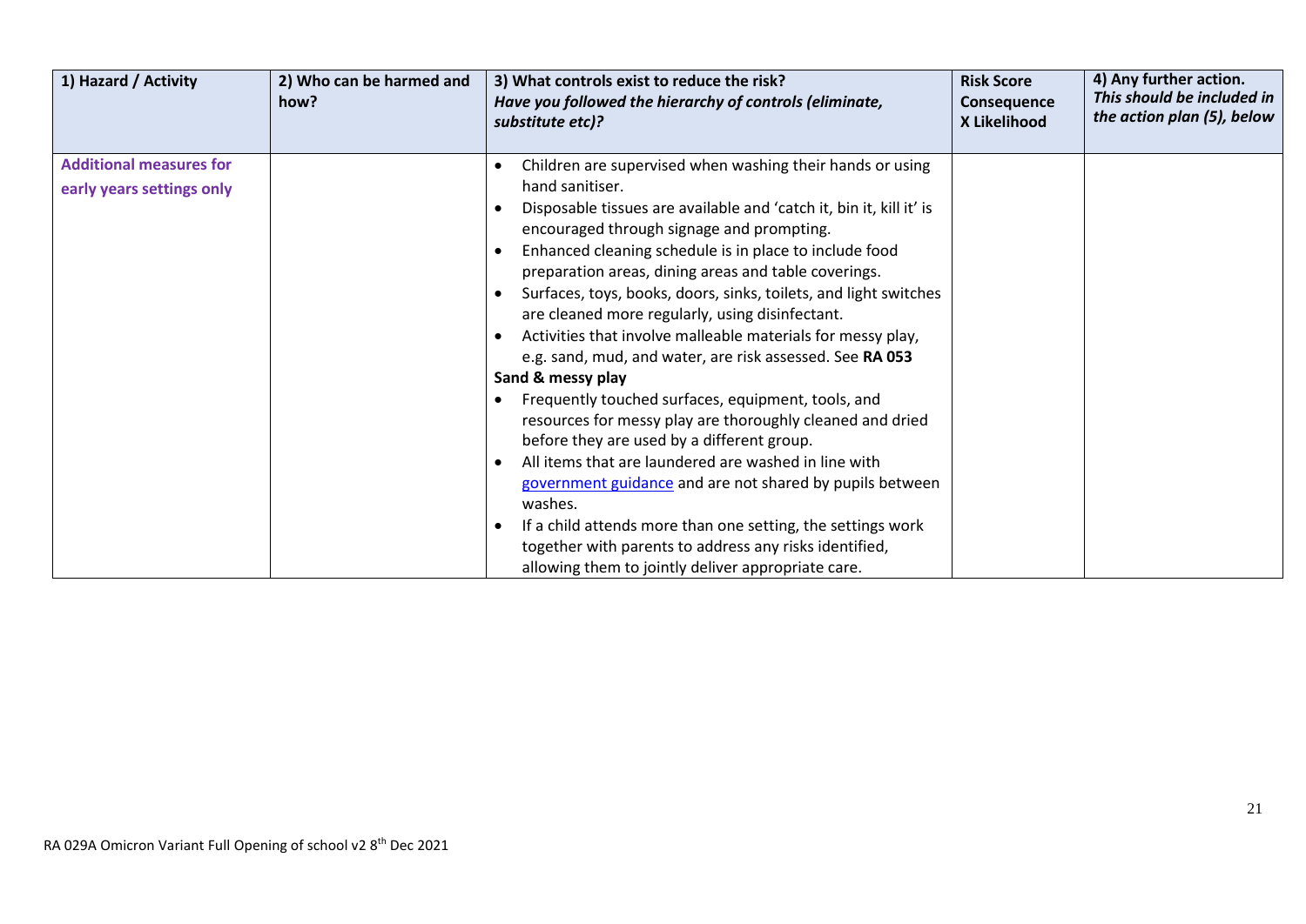| 1) Hazard / Activity | 2) Who can be harmed and how? | 3) What controls exist to reduce the risk? *Have you followed the hierarchy of controls (eliminate, substitute etc)?* | Risk Score Consequence X Likelihood | 4) Any further action. *This should be included in the action plan (5), below* |
|---|---|---|---|---|
| **Additional measures for early years settings only** | | • Children are supervised when washing their hands or using hand sanitiser.<br>• Disposable tissues are available and 'catch it, bin it, kill it' is encouraged through signage and prompting.<br>• Enhanced cleaning schedule is in place to include food preparation areas, dining areas and table coverings.<br>• Surfaces, toys, books, doors, sinks, toilets, and light switches are cleaned more regularly, using disinfectant.<br>• Activities that involve malleable materials for messy play, e.g. sand, mud, and water, are risk assessed. See **RA 053 Sand & messy play**<br>• Frequently touched surfaces, equipment, tools, and resources for messy play are thoroughly cleaned and dried before they are used by a different group.<br>• All items that are laundered are washed in line with government guidance and are not shared by pupils between washes.<br>• If a child attends more than one setting, the settings work together with parents to address any risks identified, allowing them to jointly deliver appropriate care. | | |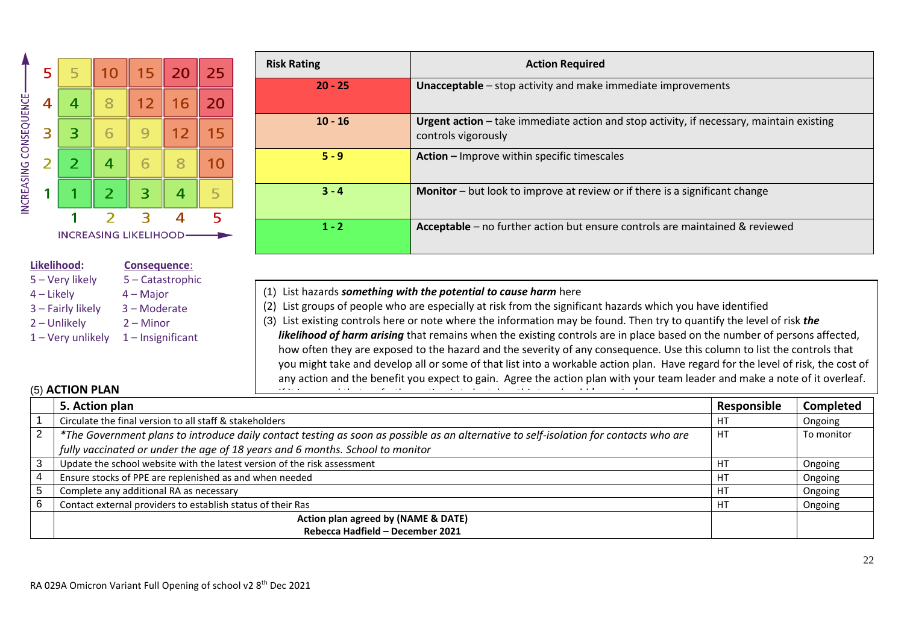| | 1 | 2 | 3 | 4 | 5 |
|---|---|---|---|---|---|
| **5** | 5 | 10 | 15 | 20 | 25 |
| **4** | 4 | 8 | 12 | 16 | 20 |
| **3** | 3 | 6 | 9 | 12 | 15 |
| **2** | 2 | 4 | 6 | 8 | 10 |
| **1** | 1 | 2 | 3 | 4 | 5 |

INCREASING CONSEQUENCE (rows) / INCREASING LIKELIHOOD (columns)

| Risk Rating | Action Required |
|---|---|
| **20 - 25** | **Unacceptable** – stop activity and make immediate improvements |
| **10 - 16** | **Urgent action** – take immediate action and stop activity, if necessary, maintain existing controls vigorously |
| **5 - 9** | **Action –** Improve within specific timescales |
| **3 - 4** | **Monitor** – but look to improve at review or if there is a significant change |
| **1 - 2** | **Acceptable** – no further action but ensure controls are maintained & reviewed |

| Likelihood: | Consequence: |
|---|---|
| 5 – Very likely | 5 – Catastrophic |
| 4 – Likely | 4 – Major |
| 3 – Fairly likely | 3 – Moderate |
| 2 – Unlikely | 2 – Minor |
| 1 – Very unlikely | 1 – Insignificant |

(1) List hazards ***something with the potential to cause harm*** here
(2) List groups of people who are especially at risk from the significant hazards which you have identified
(3) List existing controls here or note where the information may be found. Then try to quantify the level of risk ***the likelihood of harm arising*** that remains when the existing controls are in place based on the number of persons affected, how often they are exposed to the hazard and the severity of any consequence. Use this column to list the controls that you might take and develop all or some of that list into a workable action plan. Have regard for the level of risk, the cost of any action and the benefit you expect to gain. Agree the action plan with your team leader and make a note of it overleaf.

(5) **ACTION PLAN**

| | **5. Action plan** | **Responsible** | **Completed** |
|---|---|---|---|
| 1 | Circulate the final version to all staff & stakeholders | HT | Ongoing |
| 2 | **The Government plans to introduce daily contact testing as soon as possible as an alternative to self-isolation for contacts who are fully vaccinated or under the age of 18 years and 6 months. School to monitor* | HT | To monitor |
| 3 | Update the school website with the latest version of the risk assessment | HT | Ongoing |
| 4 | Ensure stocks of PPE are replenished as and when needed | HT | Ongoing |
| 5 | Complete any additional RA as necessary | HT | Ongoing |
| 6 | Contact external providers to establish status of their Ras | HT | Ongoing |
| | **Action plan agreed by (NAME & DATE)**<br>**Rebecca Hadfield – December 2021** | | |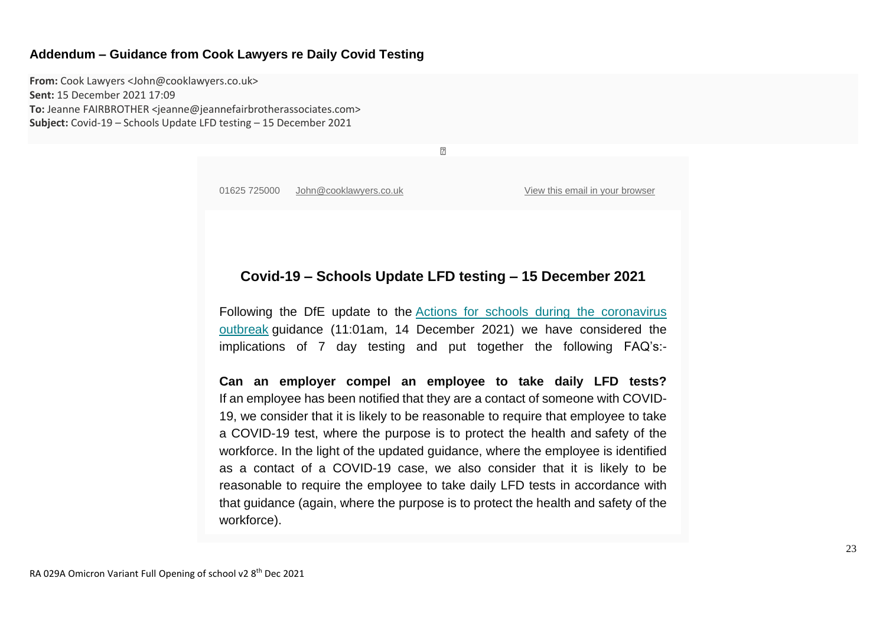## Addendum – Guidance from Cook Lawyers re Daily Covid Testing

**From:** Cook Lawyers <John@cooklawyers.co.uk>
**Sent:** 15 December 2021 17:09
**To:** Jeanne FAIRBROTHER <jeanne@jeannefairbrotherassociates.com>
**Subject:** Covid-19 – Schools Update LFD testing – 15 December 2021

01625 725000 John@cooklawyers.co.uk View this email in your browser

### Covid-19 – Schools Update LFD testing – 15 December 2021

Following the DfE update to the Actions for schools during the coronavirus outbreak guidance (11:01am, 14 December 2021) we have considered the implications of 7 day testing and put together the following FAQ's:-

**Can an employer compel an employee to take daily LFD tests?**
If an employee has been notified that they are a contact of someone with COVID-19, we consider that it is likely to be reasonable to require that employee to take a COVID-19 test, where the purpose is to protect the health and safety of the workforce. In the light of the updated guidance, where the employee is identified as a contact of a COVID-19 case, we also consider that it is likely to be reasonable to require the employee to take daily LFD tests in accordance with that guidance (again, where the purpose is to protect the health and safety of the workforce).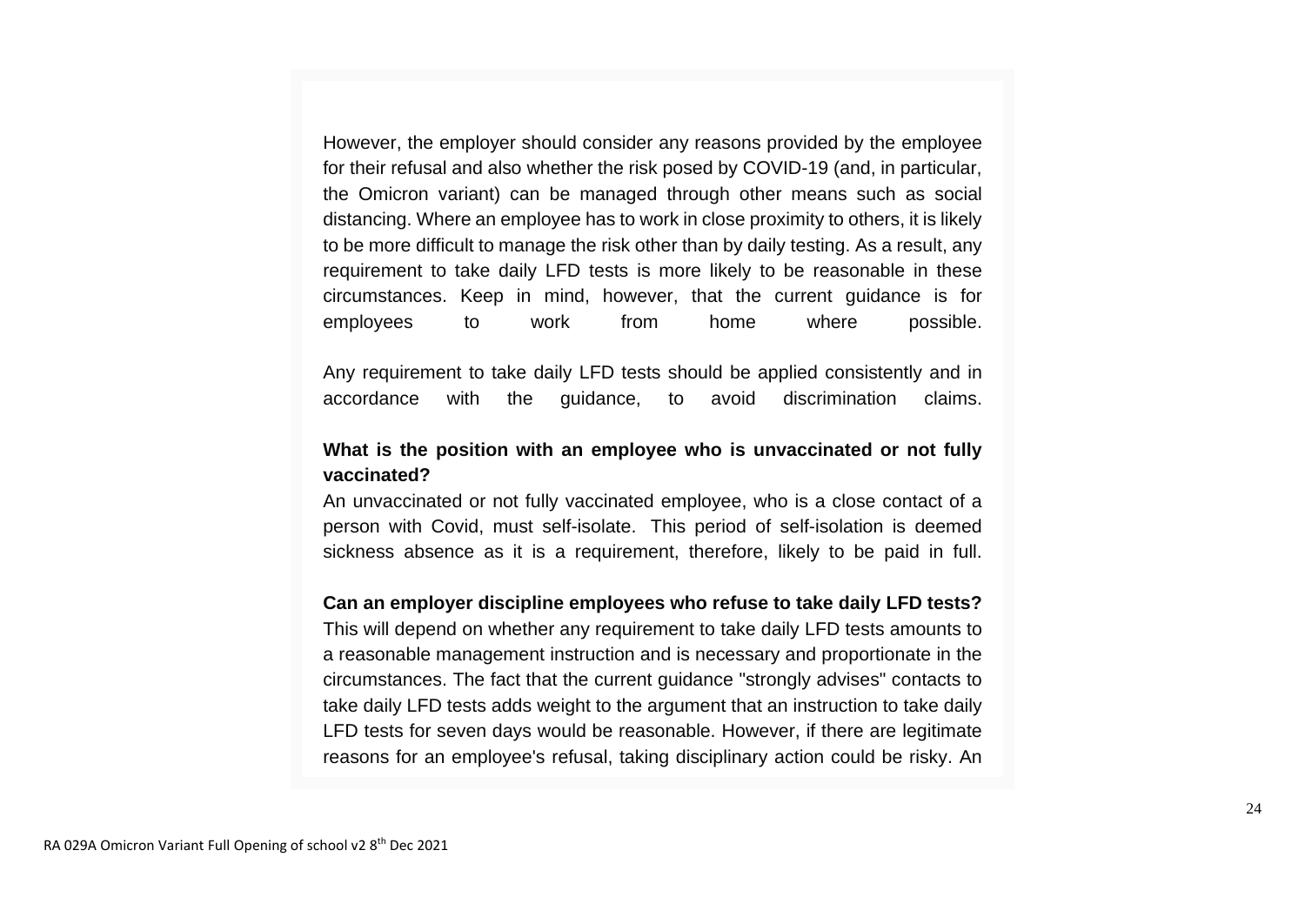However, the employer should consider any reasons provided by the employee for their refusal and also whether the risk posed by COVID-19 (and, in particular, the Omicron variant) can be managed through other means such as social distancing. Where an employee has to work in close proximity to others, it is likely to be more difficult to manage the risk other than by daily testing. As a result, any requirement to take daily LFD tests is more likely to be reasonable in these circumstances. Keep in mind, however, that the current guidance is for employees to work from home where possible.

Any requirement to take daily LFD tests should be applied consistently and in accordance with the guidance, to avoid discrimination claims.

**What is the position with an employee who is unvaccinated or not fully vaccinated?**

An unvaccinated or not fully vaccinated employee, who is a close contact of a person with Covid, must self-isolate. This period of self-isolation is deemed sickness absence as it is a requirement, therefore, likely to be paid in full.

**Can an employer discipline employees who refuse to take daily LFD tests?**

This will depend on whether any requirement to take daily LFD tests amounts to a reasonable management instruction and is necessary and proportionate in the circumstances. The fact that the current guidance "strongly advises" contacts to take daily LFD tests adds weight to the argument that an instruction to take daily LFD tests for seven days would be reasonable. However, if there are legitimate reasons for an employee's refusal, taking disciplinary action could be risky. An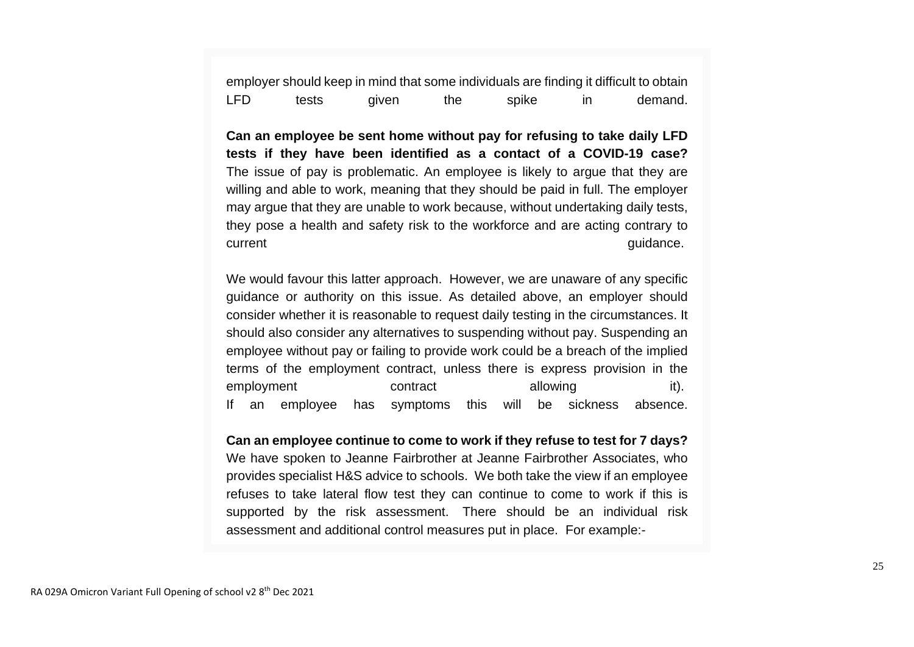employer should keep in mind that some individuals are finding it difficult to obtain LFD tests given the spike in demand.

**Can an employee be sent home without pay for refusing to take daily LFD tests if they have been identified as a contact of a COVID-19 case?** The issue of pay is problematic. An employee is likely to argue that they are willing and able to work, meaning that they should be paid in full. The employer may argue that they are unable to work because, without undertaking daily tests, they pose a health and safety risk to the workforce and are acting contrary to current guidance.

We would favour this latter approach. However, we are unaware of any specific guidance or authority on this issue. As detailed above, an employer should consider whether it is reasonable to request daily testing in the circumstances. It should also consider any alternatives to suspending without pay. Suspending an employee without pay or failing to provide work could be a breach of the implied terms of the employment contract, unless there is express provision in the employment contract allowing it).
If an employee has symptoms this will be sickness absence.

**Can an employee continue to come to work if they refuse to test for 7 days?** We have spoken to Jeanne Fairbrother at Jeanne Fairbrother Associates, who provides specialist H&S advice to schools. We both take the view if an employee refuses to take lateral flow test they can continue to come to work if this is supported by the risk assessment. There should be an individual risk assessment and additional control measures put in place. For example:-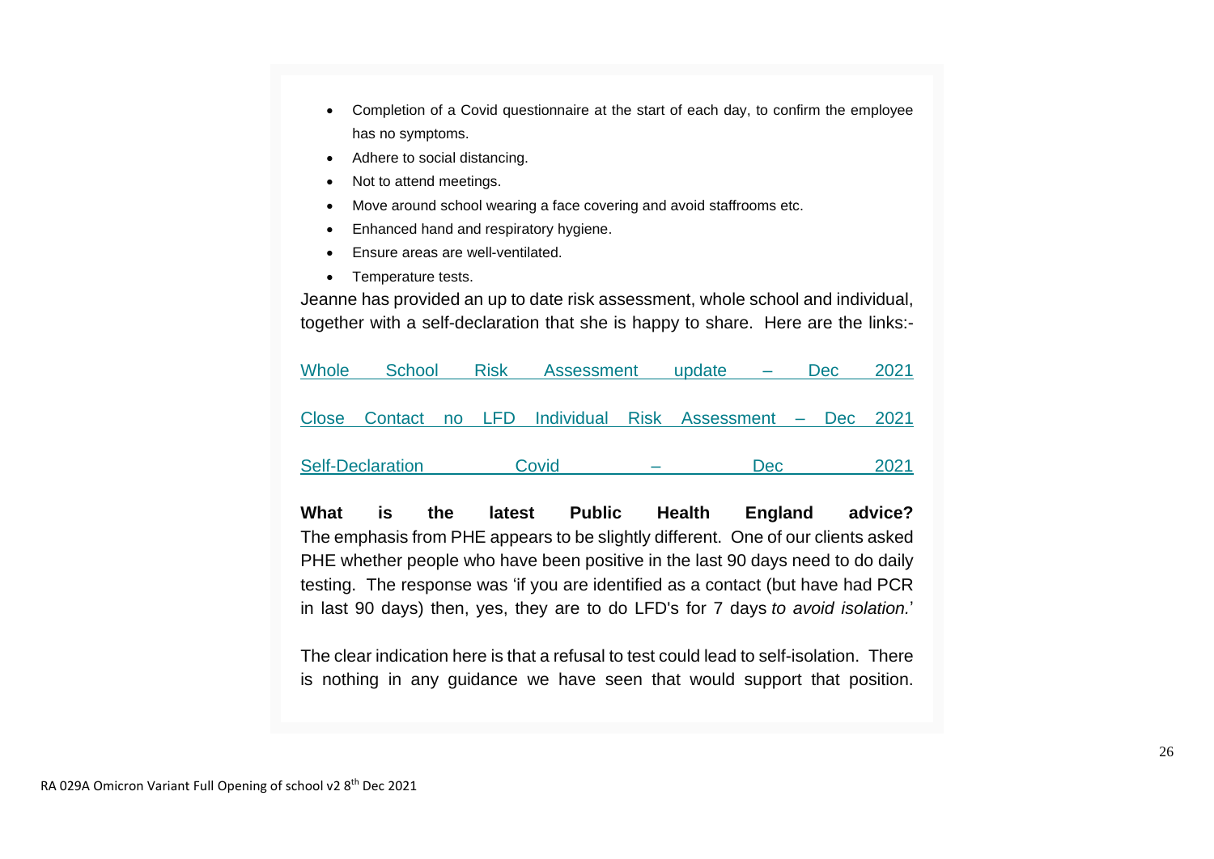- Completion of a Covid questionnaire at the start of each day, to confirm the employee has no symptoms.
- Adhere to social distancing.
- Not to attend meetings.
- Move around school wearing a face covering and avoid staffrooms etc.
- Enhanced hand and respiratory hygiene.
- Ensure areas are well-ventilated.
- Temperature tests.

Jeanne has provided an up to date risk assessment, whole school and individual, together with a self-declaration that she is happy to share. Here are the links:-

Whole School Risk Assessment update – Dec 2021

Close Contact no LFD Individual Risk Assessment – Dec 2021

Self-Declaration Covid – Dec 2021

**What is the latest Public Health England advice?**
The emphasis from PHE appears to be slightly different. One of our clients asked PHE whether people who have been positive in the last 90 days need to do daily testing. The response was 'if you are identified as a contact (but have had PCR in last 90 days) then, yes, they are to do LFD's for 7 days *to avoid isolation.*'

The clear indication here is that a refusal to test could lead to self-isolation. There is nothing in any guidance we have seen that would support that position.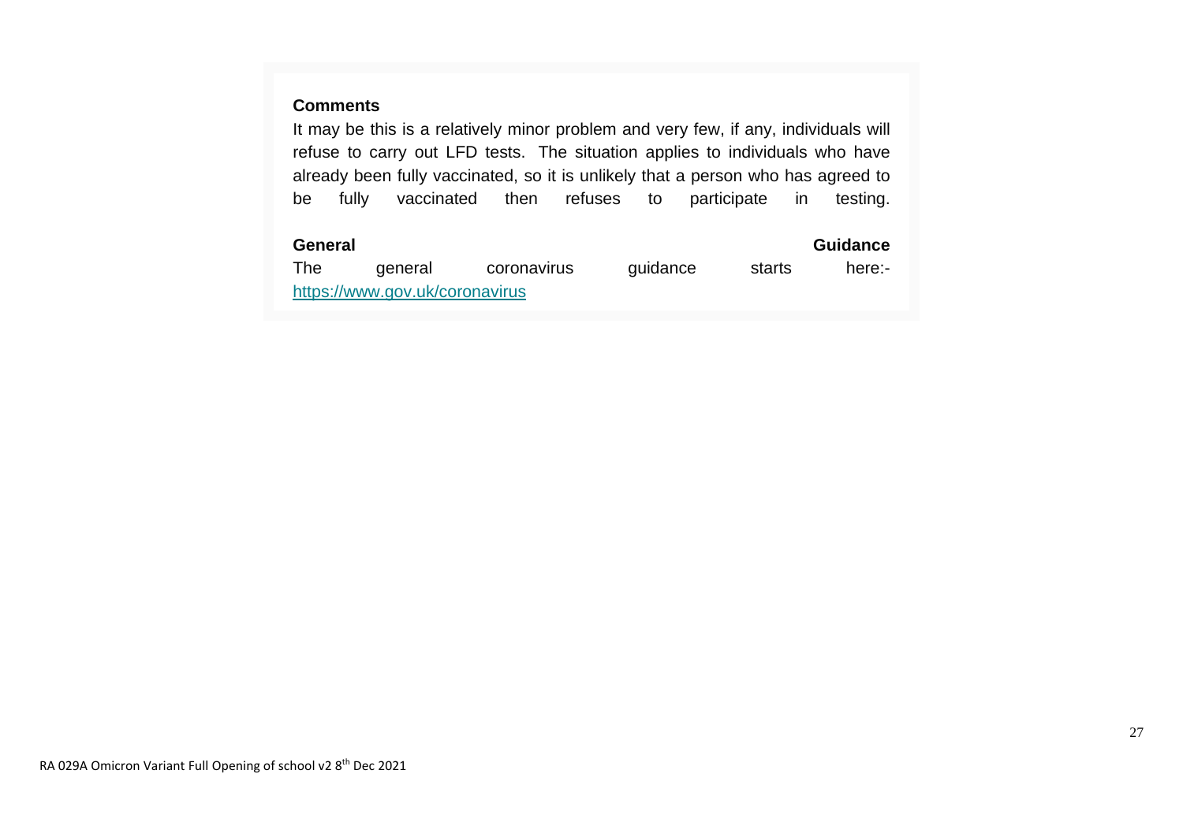**Comments**

It may be this is a relatively minor problem and very few, if any, individuals will refuse to carry out LFD tests. The situation applies to individuals who have already been fully vaccinated, so it is unlikely that a person who has agreed to be fully vaccinated then refuses to participate in testing.

**General Guidance**

The general coronavirus guidance starts here:- https://www.gov.uk/coronavirus